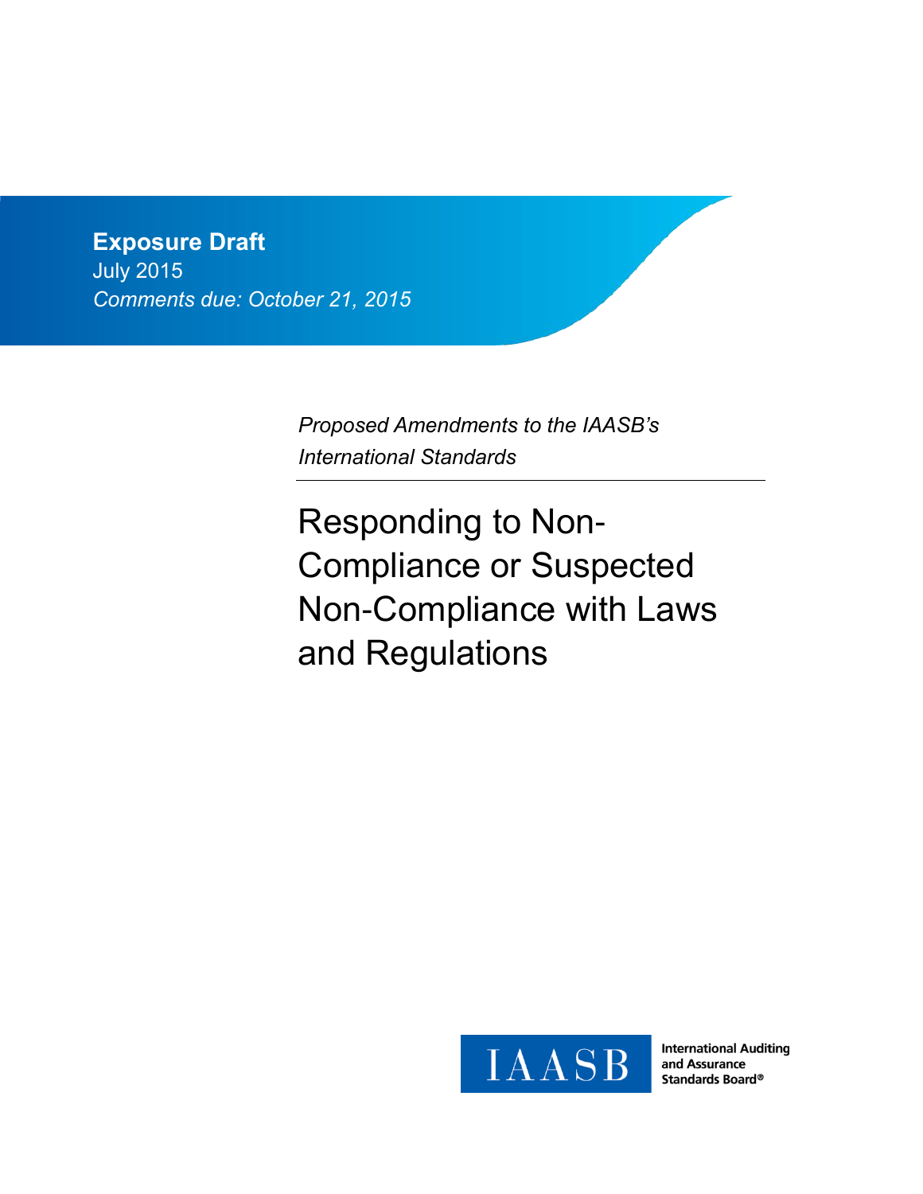**Exposure Draft**

July 2015

*Comments due: October 21, 2015*

*Proposed Amendments to the IAASB's International Standards*

# Responding to Non-Compliance or Suspected Non-Compliance with Laws and Regulations

IAASB International Auditing and Assurance Standards Board®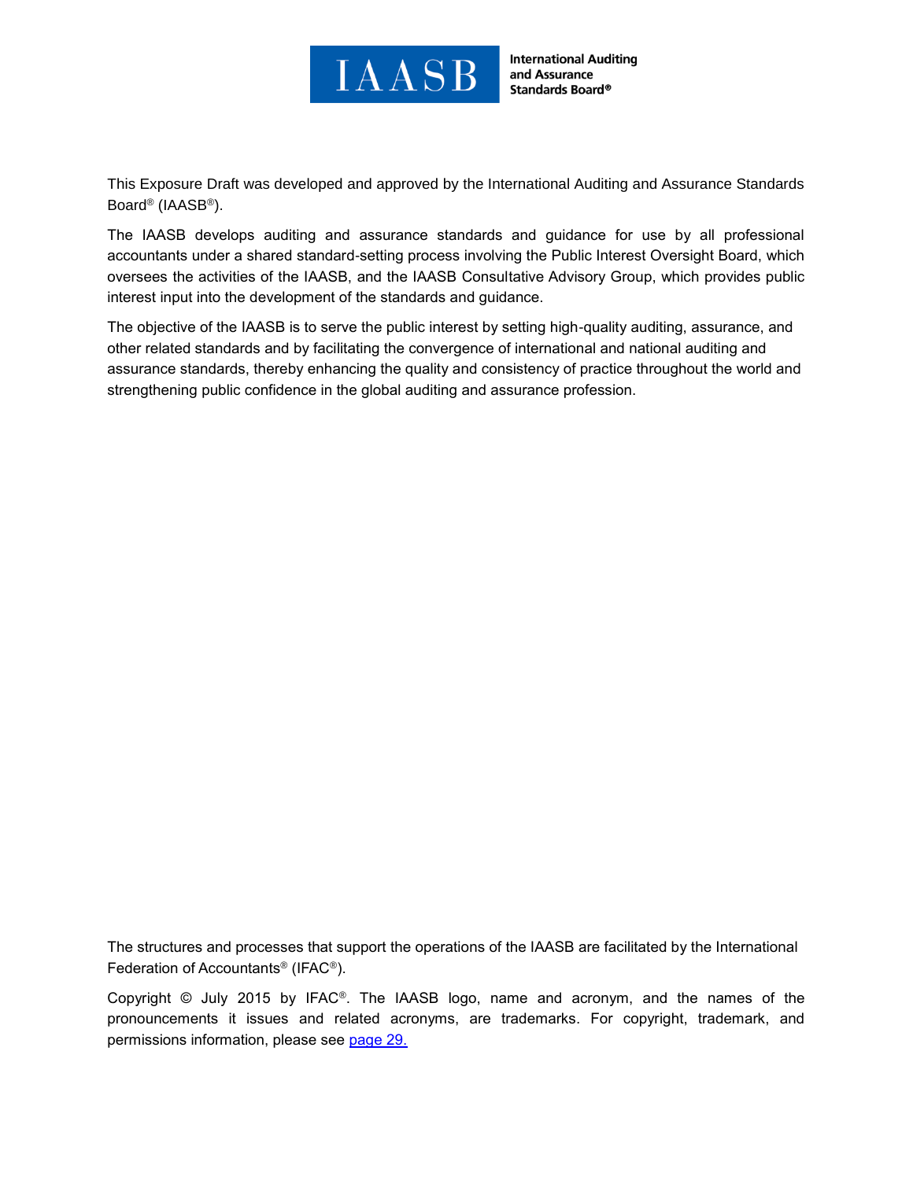This Exposure Draft was developed and approved by the International Auditing and Assurance Standards Board® (IAASB®).

The IAASB develops auditing and assurance standards and guidance for use by all professional accountants under a shared standard-setting process involving the Public Interest Oversight Board, which oversees the activities of the IAASB, and the IAASB Consultative Advisory Group, which provides public interest input into the development of the standards and guidance.

The objective of the IAASB is to serve the public interest by setting high-quality auditing, assurance, and other related standards and by facilitating the convergence of international and national auditing and assurance standards, thereby enhancing the quality and consistency of practice throughout the world and strengthening public confidence in the global auditing and assurance profession.

The structures and processes that support the operations of the IAASB are facilitated by the International Federation of Accountants® (IFAC®).

Copyright © July 2015 by IFAC®. The IAASB logo, name and acronym, and the names of the pronouncements it issues and related acronyms, are trademarks. For copyright, trademark, and permissions information, please see page 29.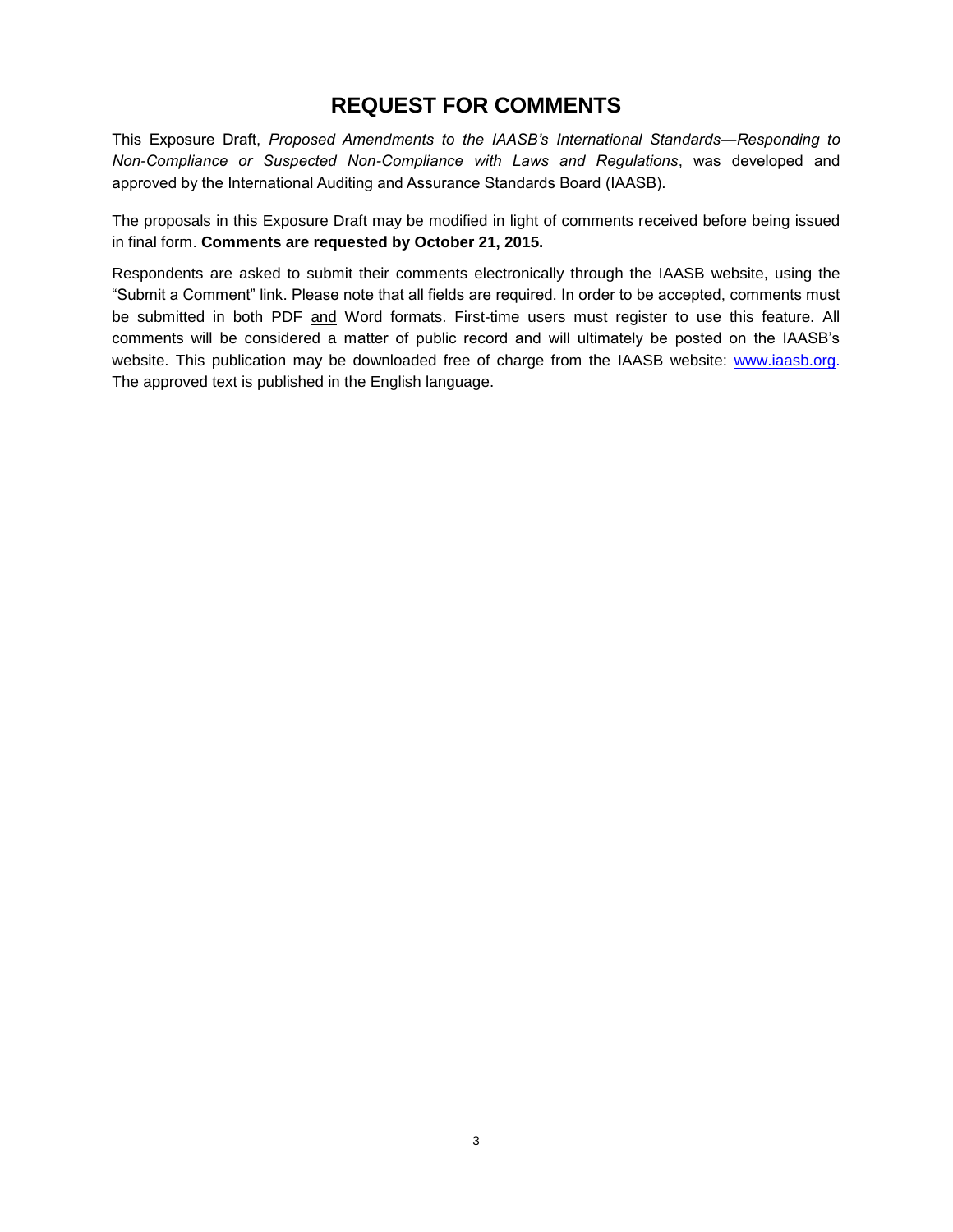# REQUEST FOR COMMENTS

This Exposure Draft, *Proposed Amendments to the IAASB's International Standards—Responding to Non-Compliance or Suspected Non-Compliance with Laws and Regulations*, was developed and approved by the International Auditing and Assurance Standards Board (IAASB).

The proposals in this Exposure Draft may be modified in light of comments received before being issued in final form. **Comments are requested by October 21, 2015.**

Respondents are asked to submit their comments electronically through the IAASB website, using the "Submit a Comment" link. Please note that all fields are required. In order to be accepted, comments must be submitted in both PDF and Word formats. First-time users must register to use this feature. All comments will be considered a matter of public record and will ultimately be posted on the IAASB's website. This publication may be downloaded free of charge from the IAASB website: [www.iaasb.org](http://www.iaasb.org). The approved text is published in the English language.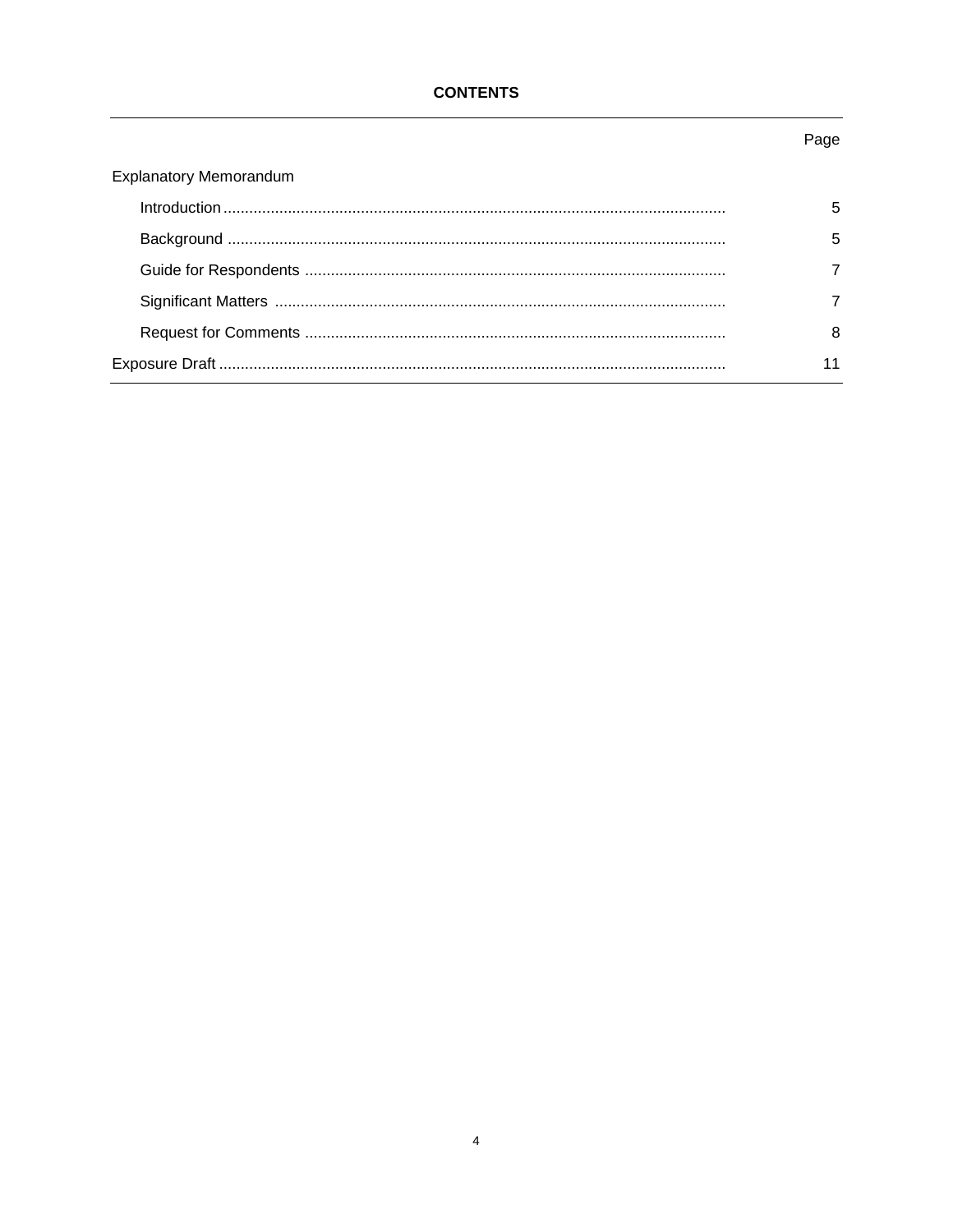## CONTENTS

| | Page |
|---|---|
| Explanatory Memorandum | |
| Introduction | 5 |
| Background | 5 |
| Guide for Respondents | 7 |
| Significant Matters | 7 |
| Request for Comments | 8 |
| Exposure Draft | 11 |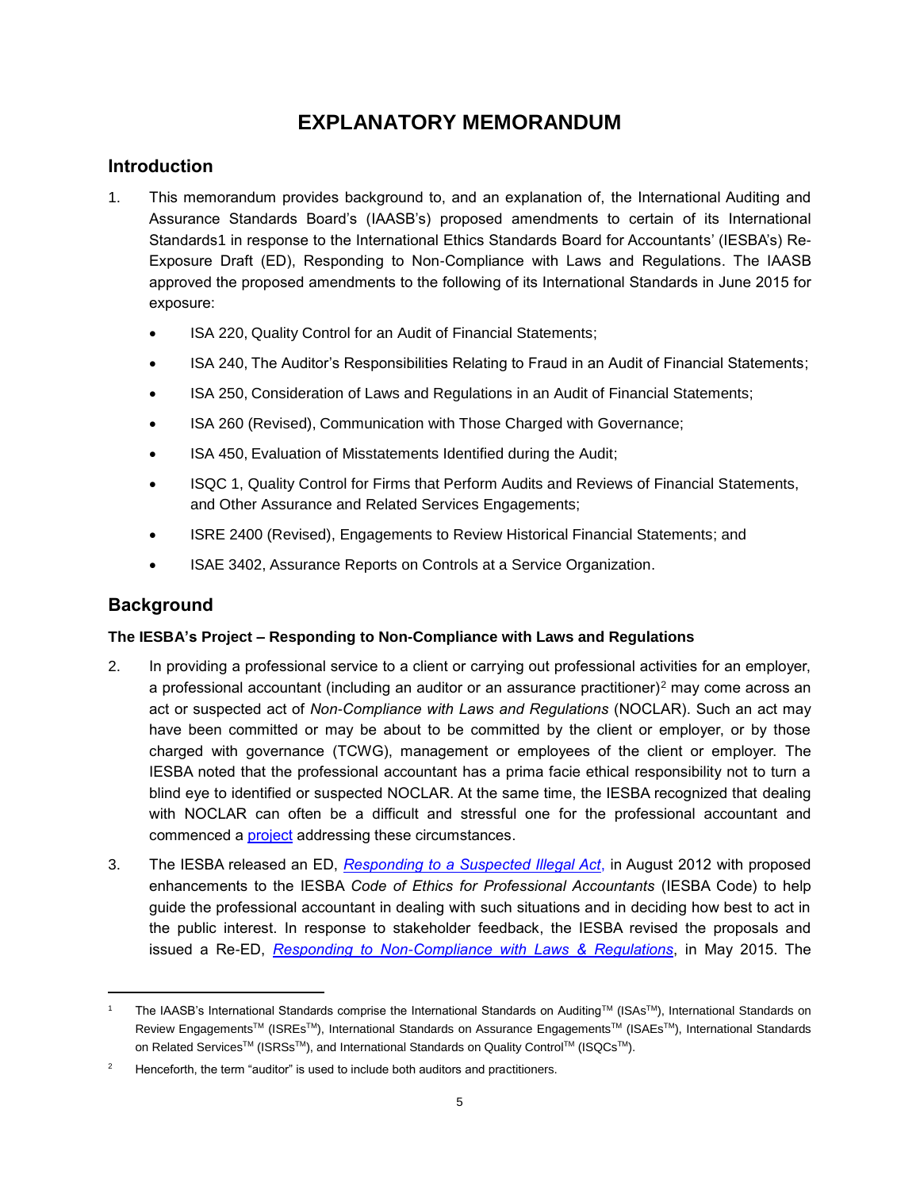# EXPLANATORY MEMORANDUM

## Introduction

1. This memorandum provides background to, and an explanation of, the International Auditing and Assurance Standards Board's (IAASB's) proposed amendments to certain of its International Standards1 in response to the International Ethics Standards Board for Accountants' (IESBA's) Re-Exposure Draft (ED), Responding to Non-Compliance with Laws and Regulations. The IAASB approved the proposed amendments to the following of its International Standards in June 2015 for exposure:

    - ISA 220, Quality Control for an Audit of Financial Statements;
    - ISA 240, The Auditor's Responsibilities Relating to Fraud in an Audit of Financial Statements;
    - ISA 250, Consideration of Laws and Regulations in an Audit of Financial Statements;
    - ISA 260 (Revised), Communication with Those Charged with Governance;
    - ISA 450, Evaluation of Misstatements Identified during the Audit;
    - ISQC 1, Quality Control for Firms that Perform Audits and Reviews of Financial Statements, and Other Assurance and Related Services Engagements;
    - ISRE 2400 (Revised), Engagements to Review Historical Financial Statements; and
    - ISAE 3402, Assurance Reports on Controls at a Service Organization.

## Background

### The IESBA's Project – Responding to Non-Compliance with Laws and Regulations

2. In providing a professional service to a client or carrying out professional activities for an employer, a professional accountant (including an auditor or an assurance practitioner)[2] may come across an act or suspected act of *Non-Compliance with Laws and Regulations* (NOCLAR). Such an act may have been committed or may be about to be committed by the client or employer, or by those charged with governance (TCWG), management or employees of the client or employer. The IESBA noted that the professional accountant has a prima facie ethical responsibility not to turn a blind eye to identified or suspected NOCLAR. At the same time, the IESBA recognized that dealing with NOCLAR can often be a difficult and stressful one for the professional accountant and commenced a project addressing these circumstances.

3. The IESBA released an ED, *Responding to a Suspected Illegal Act*, in August 2012 with proposed enhancements to the IESBA *Code of Ethics for Professional Accountants* (IESBA Code) to help guide the professional accountant in dealing with such situations and in deciding how best to act in the public interest. In response to stakeholder feedback, the IESBA revised the proposals and issued a Re-ED, *Responding to Non-Compliance with Laws & Regulations*, in May 2015. The

---

[1] The IAASB's International Standards comprise the International Standards on Auditing™ (ISAs™), International Standards on Review Engagements™ (ISREs™), International Standards on Assurance Engagements™ (ISAEs™), International Standards on Related Services™ (ISRSs™), and International Standards on Quality Control™ (ISQCs™).

[2] Henceforth, the term "auditor" is used to include both auditors and practitioners.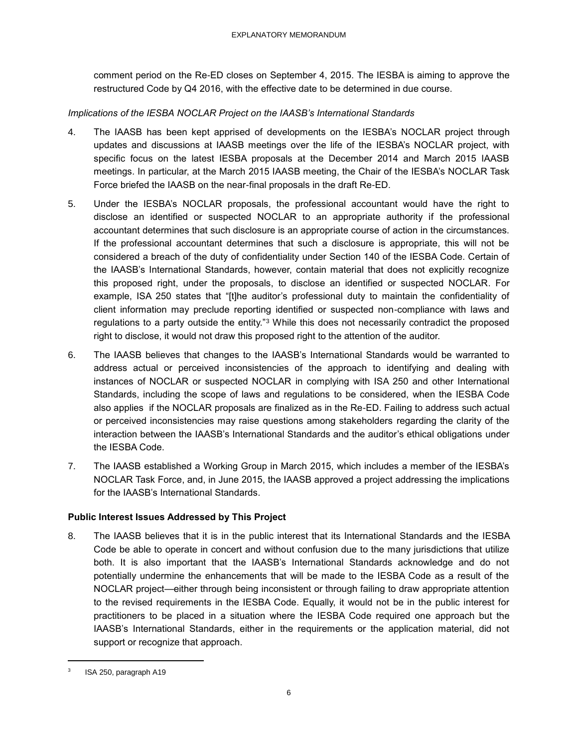comment period on the Re-ED closes on September 4, 2015. The IESBA is aiming to approve the restructured Code by Q4 2016, with the effective date to be determined in due course.

*Implications of the IESBA NOCLAR Project on the IAASB's International Standards*

4. The IAASB has been kept apprised of developments on the IESBA's NOCLAR project through updates and discussions at IAASB meetings over the life of the IESBA's NOCLAR project, with specific focus on the latest IESBA proposals at the December 2014 and March 2015 IAASB meetings. In particular, at the March 2015 IAASB meeting, the Chair of the IESBA's NOCLAR Task Force briefed the IAASB on the near-final proposals in the draft Re-ED.

5. Under the IESBA's NOCLAR proposals, the professional accountant would have the right to disclose an identified or suspected NOCLAR to an appropriate authority if the professional accountant determines that such disclosure is an appropriate course of action in the circumstances. If the professional accountant determines that such a disclosure is appropriate, this will not be considered a breach of the duty of confidentiality under Section 140 of the IESBA Code. Certain of the IAASB's International Standards, however, contain material that does not explicitly recognize this proposed right, under the proposals, to disclose an identified or suspected NOCLAR. For example, ISA 250 states that "[t]he auditor's professional duty to maintain the confidentiality of client information may preclude reporting identified or suspected non-compliance with laws and regulations to a party outside the entity."[3] While this does not necessarily contradict the proposed right to disclose, it would not draw this proposed right to the attention of the auditor.

6. The IAASB believes that changes to the IAASB's International Standards would be warranted to address actual or perceived inconsistencies of the approach to identifying and dealing with instances of NOCLAR or suspected NOCLAR in complying with ISA 250 and other International Standards, including the scope of laws and regulations to be considered, when the IESBA Code also applies if the NOCLAR proposals are finalized as in the Re-ED. Failing to address such actual or perceived inconsistencies may raise questions among stakeholders regarding the clarity of the interaction between the IAASB's International Standards and the auditor's ethical obligations under the IESBA Code.

7. The IAASB established a Working Group in March 2015, which includes a member of the IESBA's NOCLAR Task Force, and, in June 2015, the IAASB approved a project addressing the implications for the IAASB's International Standards.

**Public Interest Issues Addressed by This Project**

8. The IAASB believes that it is in the public interest that its International Standards and the IESBA Code be able to operate in concert and without confusion due to the many jurisdictions that utilize both. It is also important that the IAASB's International Standards acknowledge and do not potentially undermine the enhancements that will be made to the IESBA Code as a result of the NOCLAR project—either through being inconsistent or through failing to draw appropriate attention to the revised requirements in the IESBA Code. Equally, it would not be in the public interest for practitioners to be placed in a situation where the IESBA Code required one approach but the IAASB's International Standards, either in the requirements or the application material, did not support or recognize that approach.

[3] ISA 250, paragraph A19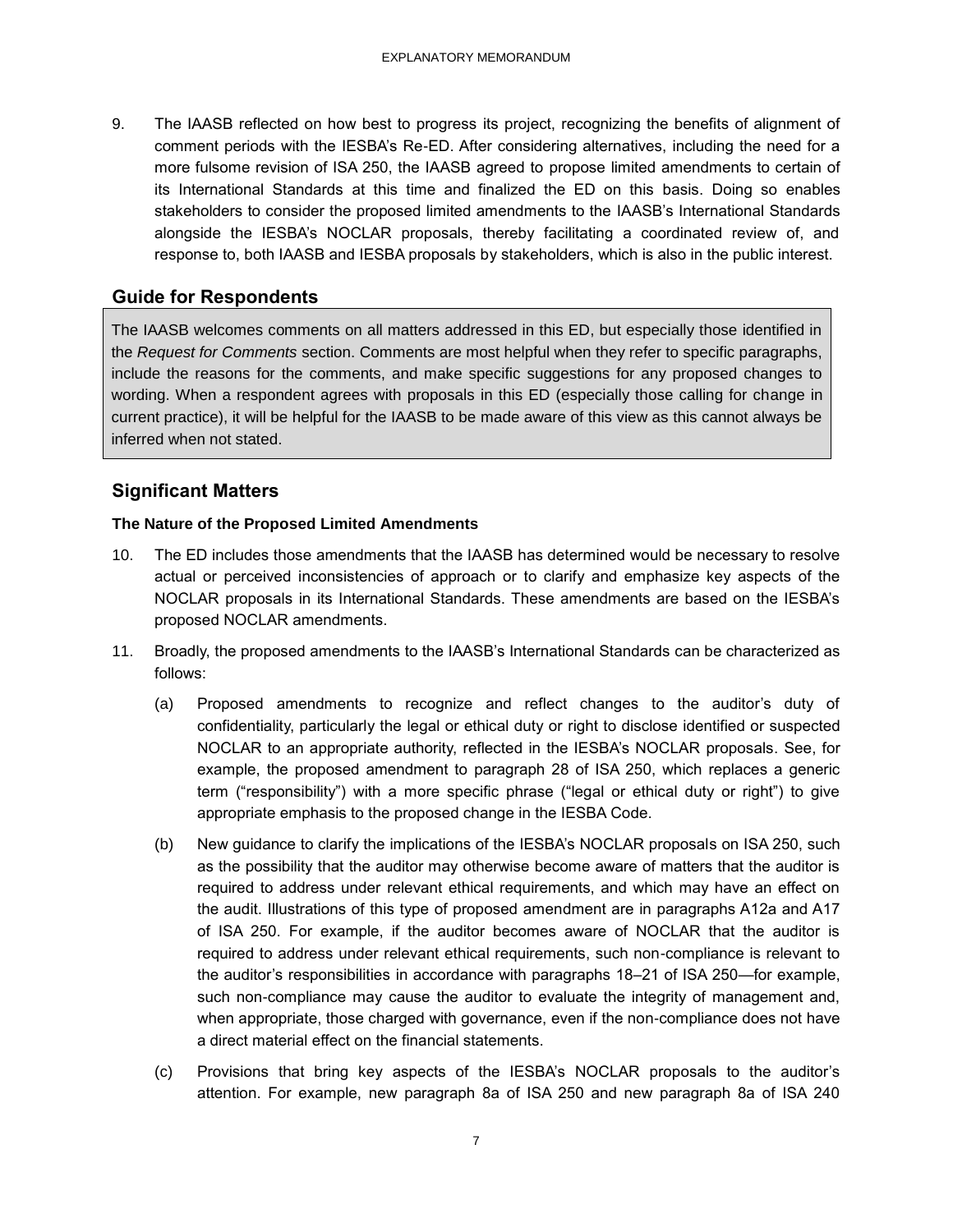9. The IAASB reflected on how best to progress its project, recognizing the benefits of alignment of comment periods with the IESBA's Re-ED. After considering alternatives, including the need for a more fulsome revision of ISA 250, the IAASB agreed to propose limited amendments to certain of its International Standards at this time and finalized the ED on this basis. Doing so enables stakeholders to consider the proposed limited amendments to the IAASB's International Standards alongside the IESBA's NOCLAR proposals, thereby facilitating a coordinated review of, and response to, both IAASB and IESBA proposals by stakeholders, which is also in the public interest.

## Guide for Respondents

The IAASB welcomes comments on all matters addressed in this ED, but especially those identified in the *Request for Comments* section. Comments are most helpful when they refer to specific paragraphs, include the reasons for the comments, and make specific suggestions for any proposed changes to wording. When a respondent agrees with proposals in this ED (especially those calling for change in current practice), it will be helpful for the IAASB to be made aware of this view as this cannot always be inferred when not stated.

## Significant Matters

### The Nature of the Proposed Limited Amendments

10. The ED includes those amendments that the IAASB has determined would be necessary to resolve actual or perceived inconsistencies of approach or to clarify and emphasize key aspects of the NOCLAR proposals in its International Standards. These amendments are based on the IESBA's proposed NOCLAR amendments.

11. Broadly, the proposed amendments to the IAASB's International Standards can be characterized as follows:

    (a) Proposed amendments to recognize and reflect changes to the auditor's duty of confidentiality, particularly the legal or ethical duty or right to disclose identified or suspected NOCLAR to an appropriate authority, reflected in the IESBA's NOCLAR proposals. See, for example, the proposed amendment to paragraph 28 of ISA 250, which replaces a generic term ("responsibility") with a more specific phrase ("legal or ethical duty or right") to give appropriate emphasis to the proposed change in the IESBA Code.

    (b) New guidance to clarify the implications of the IESBA's NOCLAR proposals on ISA 250, such as the possibility that the auditor may otherwise become aware of matters that the auditor is required to address under relevant ethical requirements, and which may have an effect on the audit. Illustrations of this type of proposed amendment are in paragraphs A12a and A17 of ISA 250. For example, if the auditor becomes aware of NOCLAR that the auditor is required to address under relevant ethical requirements, such non-compliance is relevant to the auditor's responsibilities in accordance with paragraphs 18–21 of ISA 250—for example, such non-compliance may cause the auditor to evaluate the integrity of management and, when appropriate, those charged with governance, even if the non-compliance does not have a direct material effect on the financial statements.

    (c) Provisions that bring key aspects of the IESBA's NOCLAR proposals to the auditor's attention. For example, new paragraph 8a of ISA 250 and new paragraph 8a of ISA 240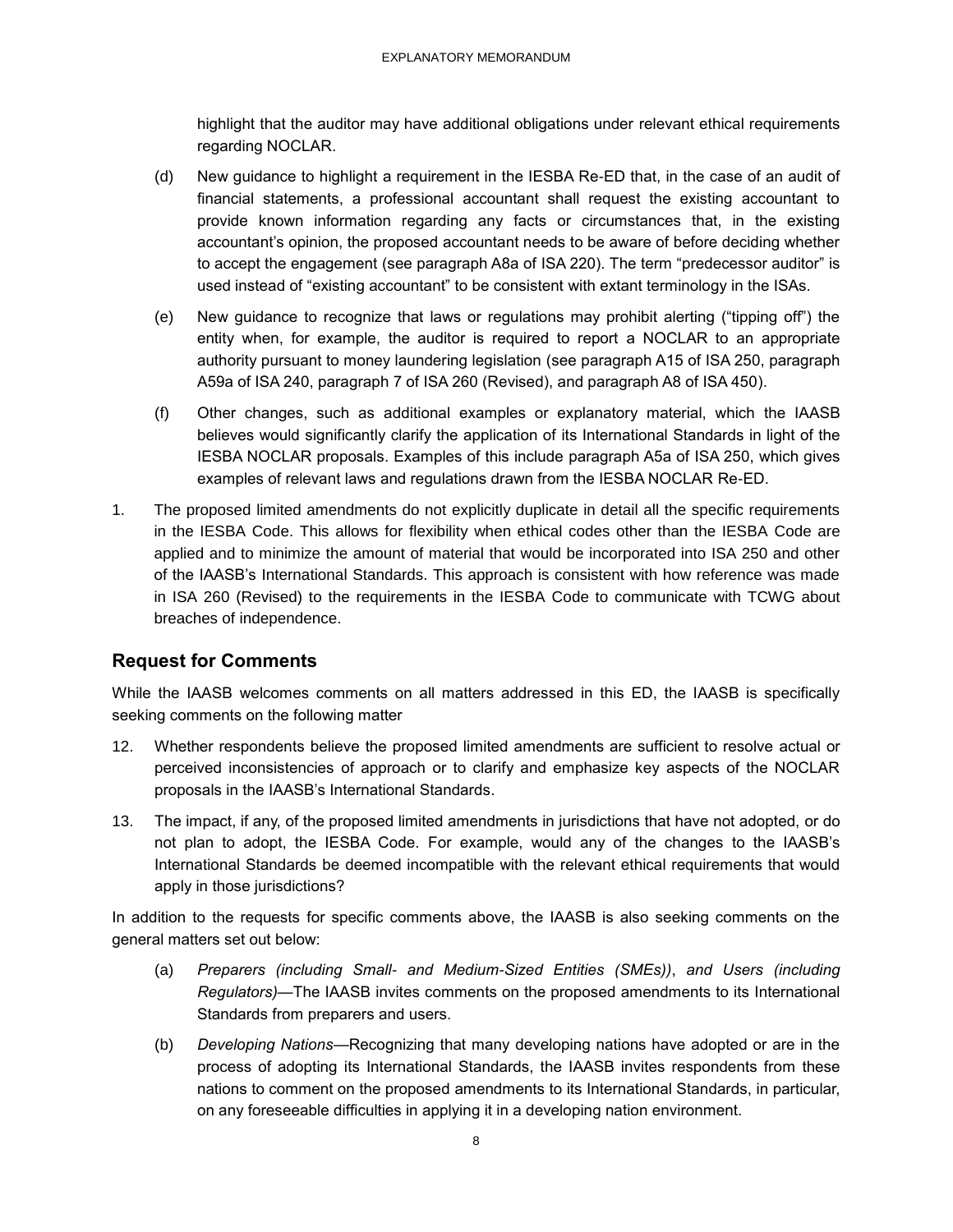highlight that the auditor may have additional obligations under relevant ethical requirements regarding NOCLAR.

(d) New guidance to highlight a requirement in the IESBA Re-ED that, in the case of an audit of financial statements, a professional accountant shall request the existing accountant to provide known information regarding any facts or circumstances that, in the existing accountant's opinion, the proposed accountant needs to be aware of before deciding whether to accept the engagement (see paragraph A8a of ISA 220). The term "predecessor auditor" is used instead of "existing accountant" to be consistent with extant terminology in the ISAs.

(e) New guidance to recognize that laws or regulations may prohibit alerting ("tipping off") the entity when, for example, the auditor is required to report a NOCLAR to an appropriate authority pursuant to money laundering legislation (see paragraph A15 of ISA 250, paragraph A59a of ISA 240, paragraph 7 of ISA 260 (Revised), and paragraph A8 of ISA 450).

(f) Other changes, such as additional examples or explanatory material, which the IAASB believes would significantly clarify the application of its International Standards in light of the IESBA NOCLAR proposals. Examples of this include paragraph A5a of ISA 250, which gives examples of relevant laws and regulations drawn from the IESBA NOCLAR Re-ED.

1. The proposed limited amendments do not explicitly duplicate in detail all the specific requirements in the IESBA Code. This allows for flexibility when ethical codes other than the IESBA Code are applied and to minimize the amount of material that would be incorporated into ISA 250 and other of the IAASB's International Standards. This approach is consistent with how reference was made in ISA 260 (Revised) to the requirements in the IESBA Code to communicate with TCWG about breaches of independence.

## Request for Comments

While the IAASB welcomes comments on all matters addressed in this ED, the IAASB is specifically seeking comments on the following matter

12. Whether respondents believe the proposed limited amendments are sufficient to resolve actual or perceived inconsistencies of approach or to clarify and emphasize key aspects of the NOCLAR proposals in the IAASB's International Standards.

13. The impact, if any, of the proposed limited amendments in jurisdictions that have not adopted, or do not plan to adopt, the IESBA Code. For example, would any of the changes to the IAASB's International Standards be deemed incompatible with the relevant ethical requirements that would apply in those jurisdictions?

In addition to the requests for specific comments above, the IAASB is also seeking comments on the general matters set out below:

(a) *Preparers (including Small- and Medium-Sized Entities (SMEs))*, *and Users (including Regulators)*—The IAASB invites comments on the proposed amendments to its International Standards from preparers and users.

(b) *Developing Nations*—Recognizing that many developing nations have adopted or are in the process of adopting its International Standards, the IAASB invites respondents from these nations to comment on the proposed amendments to its International Standards, in particular, on any foreseeable difficulties in applying it in a developing nation environment.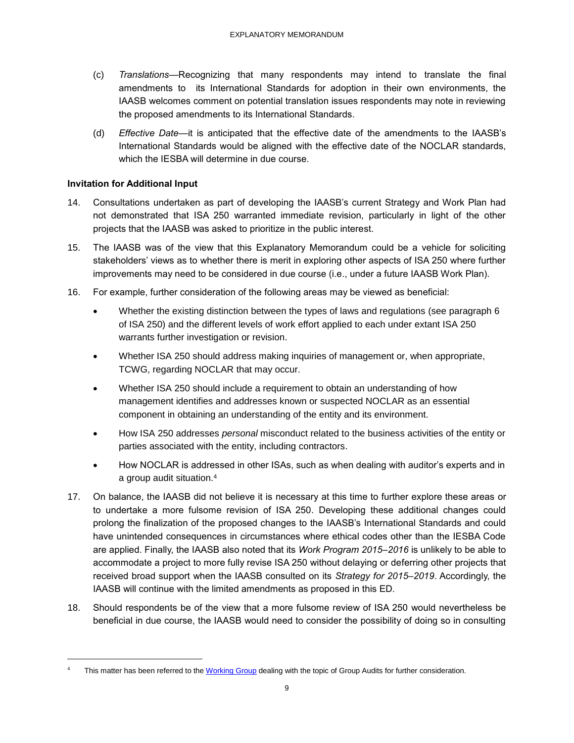(c) *Translations*—Recognizing that many respondents may intend to translate the final amendments to its International Standards for adoption in their own environments, the IAASB welcomes comment on potential translation issues respondents may note in reviewing the proposed amendments to its International Standards.

(d) *Effective Date*—it is anticipated that the effective date of the amendments to the IAASB's International Standards would be aligned with the effective date of the NOCLAR standards, which the IESBA will determine in due course.

**Invitation for Additional Input**

14. Consultations undertaken as part of developing the IAASB's current Strategy and Work Plan had not demonstrated that ISA 250 warranted immediate revision, particularly in light of the other projects that the IAASB was asked to prioritize in the public interest.

15. The IAASB was of the view that this Explanatory Memorandum could be a vehicle for soliciting stakeholders' views as to whether there is merit in exploring other aspects of ISA 250 where further improvements may need to be considered in due course (i.e., under a future IAASB Work Plan).

16. For example, further consideration of the following areas may be viewed as beneficial:

    - Whether the existing distinction between the types of laws and regulations (see paragraph 6 of ISA 250) and the different levels of work effort applied to each under extant ISA 250 warrants further investigation or revision.
    - Whether ISA 250 should address making inquiries of management or, when appropriate, TCWG, regarding NOCLAR that may occur.
    - Whether ISA 250 should include a requirement to obtain an understanding of how management identifies and addresses known or suspected NOCLAR as an essential component in obtaining an understanding of the entity and its environment.
    - How ISA 250 addresses *personal* misconduct related to the business activities of the entity or parties associated with the entity, including contractors.
    - How NOCLAR is addressed in other ISAs, such as when dealing with auditor's experts and in a group audit situation.[4]

17. On balance, the IAASB did not believe it is necessary at this time to further explore these areas or to undertake a more fulsome revision of ISA 250. Developing these additional changes could prolong the finalization of the proposed changes to the IAASB's International Standards and could have unintended consequences in circumstances where ethical codes other than the IESBA Code are applied. Finally, the IAASB also noted that its *Work Program 2015–2016* is unlikely to be able to accommodate a project to more fully revise ISA 250 without delaying or deferring other projects that received broad support when the IAASB consulted on its *Strategy for 2015–2019*. Accordingly, the IAASB will continue with the limited amendments as proposed in this ED.

18. Should respondents be of the view that a more fulsome review of ISA 250 would nevertheless be beneficial in due course, the IAASB would need to consider the possibility of doing so in consulting

---

[4] This matter has been referred to the Working Group dealing with the topic of Group Audits for further consideration.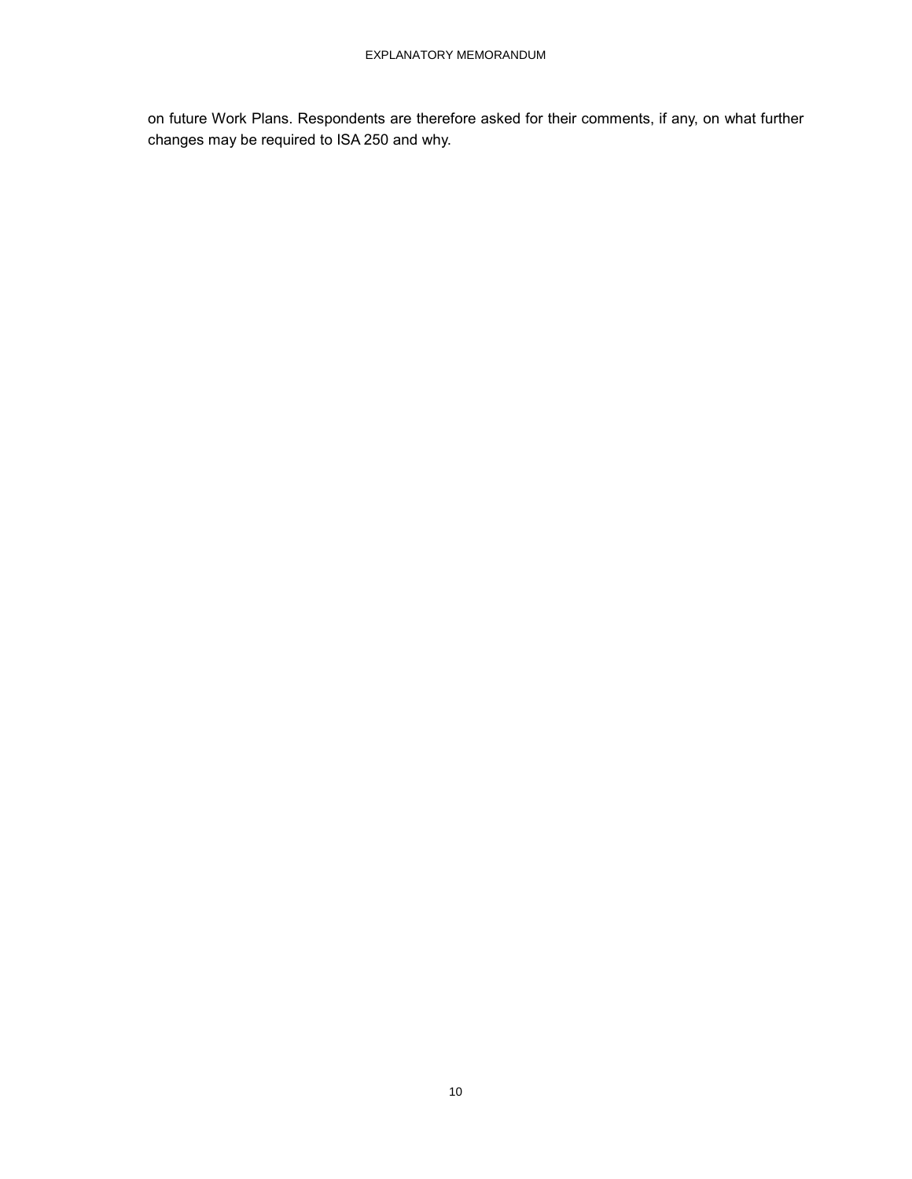on future Work Plans. Respondents are therefore asked for their comments, if any, on what further changes may be required to ISA 250 and why.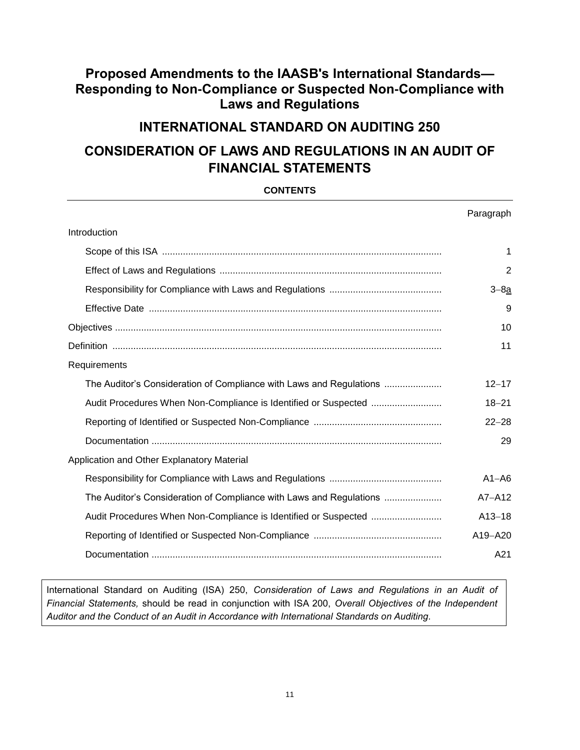# Proposed Amendments to the IAASB's International Standards—Responding to Non-Compliance or Suspected Non-Compliance with Laws and Regulations

## INTERNATIONAL STANDARD ON AUDITING 250

## CONSIDERATION OF LAWS AND REGULATIONS IN AN AUDIT OF FINANCIAL STATEMENTS

**CONTENTS**

| | Paragraph |
|---|---|
| Introduction | |
| Scope of this ISA | 1 |
| Effect of Laws and Regulations | 2 |
| Responsibility for Compliance with Laws and Regulations | 3–8a |
| Effective Date | 9 |
| Objectives | 10 |
| Definition | 11 |
| Requirements | |
| The Auditor's Consideration of Compliance with Laws and Regulations | 12–17 |
| Audit Procedures When Non-Compliance is Identified or Suspected | 18–21 |
| Reporting of Identified or Suspected Non-Compliance | 22–28 |
| Documentation | 29 |
| Application and Other Explanatory Material | |
| Responsibility for Compliance with Laws and Regulations | A1–A6 |
| The Auditor's Consideration of Compliance with Laws and Regulations | A7–A12 |
| Audit Procedures When Non-Compliance is Identified or Suspected | A13–18 |
| Reporting of Identified or Suspected Non-Compliance | A19–A20 |
| Documentation | A21 |

International Standard on Auditing (ISA) 250, *Consideration of Laws and Regulations in an Audit of Financial Statements,* should be read in conjunction with ISA 200, *Overall Objectives of the Independent Auditor and the Conduct of an Audit in Accordance with International Standards on Auditing*.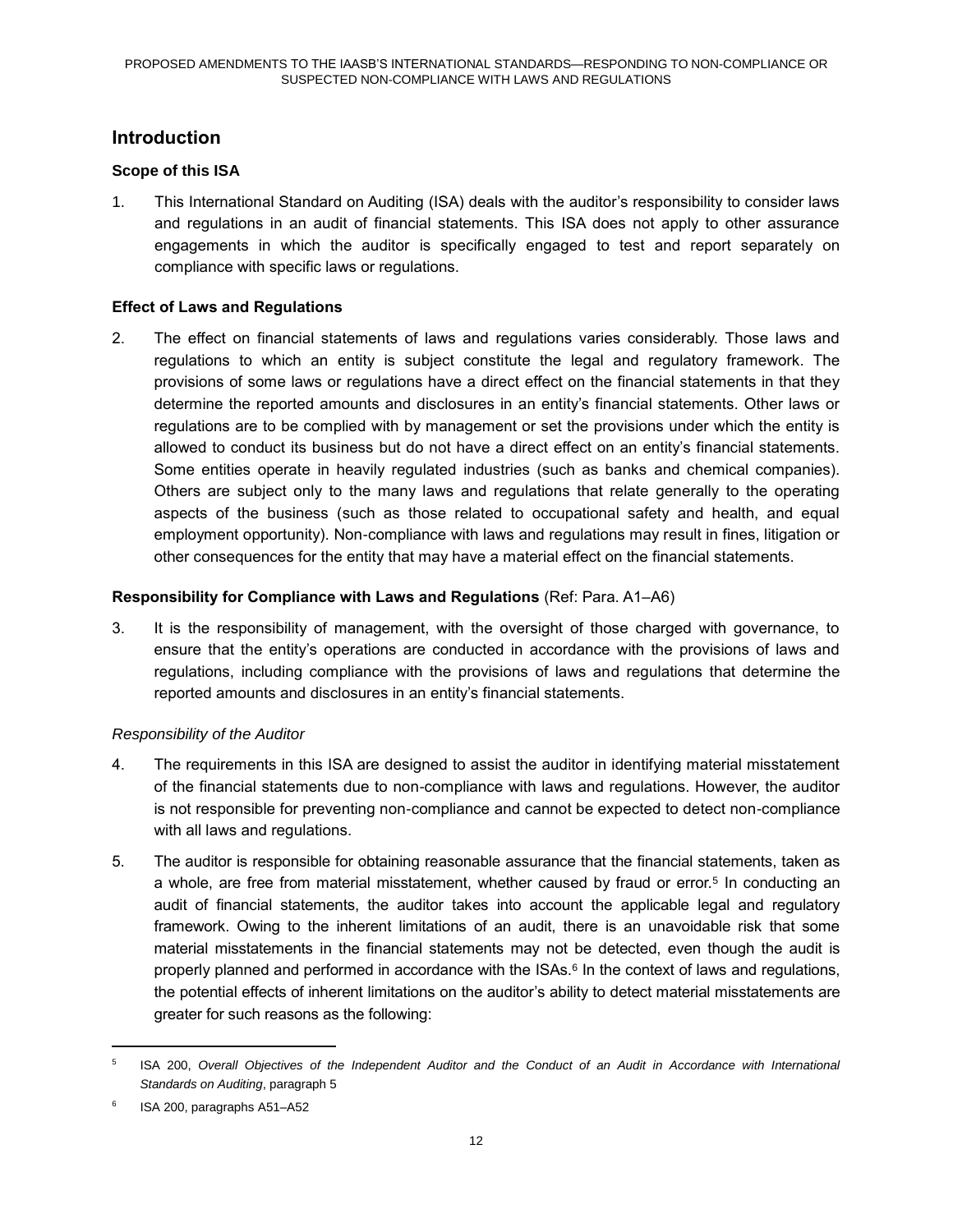## Introduction

### Scope of this ISA

1. This International Standard on Auditing (ISA) deals with the auditor's responsibility to consider laws and regulations in an audit of financial statements. This ISA does not apply to other assurance engagements in which the auditor is specifically engaged to test and report separately on compliance with specific laws or regulations.

### Effect of Laws and Regulations

2. The effect on financial statements of laws and regulations varies considerably. Those laws and regulations to which an entity is subject constitute the legal and regulatory framework. The provisions of some laws or regulations have a direct effect on the financial statements in that they determine the reported amounts and disclosures in an entity's financial statements. Other laws or regulations are to be complied with by management or set the provisions under which the entity is allowed to conduct its business but do not have a direct effect on an entity's financial statements. Some entities operate in heavily regulated industries (such as banks and chemical companies). Others are subject only to the many laws and regulations that relate generally to the operating aspects of the business (such as those related to occupational safety and health, and equal employment opportunity). Non-compliance with laws and regulations may result in fines, litigation or other consequences for the entity that may have a material effect on the financial statements.

### Responsibility for Compliance with Laws and Regulations (Ref: Para. A1–A6)

3. It is the responsibility of management, with the oversight of those charged with governance, to ensure that the entity's operations are conducted in accordance with the provisions of laws and regulations, including compliance with the provisions of laws and regulations that determine the reported amounts and disclosures in an entity's financial statements.

*Responsibility of the Auditor*

4. The requirements in this ISA are designed to assist the auditor in identifying material misstatement of the financial statements due to non-compliance with laws and regulations. However, the auditor is not responsible for preventing non-compliance and cannot be expected to detect non-compliance with all laws and regulations.

5. The auditor is responsible for obtaining reasonable assurance that the financial statements, taken as a whole, are free from material misstatement, whether caused by fraud or error.[5] In conducting an audit of financial statements, the auditor takes into account the applicable legal and regulatory framework. Owing to the inherent limitations of an audit, there is an unavoidable risk that some material misstatements in the financial statements may not be detected, even though the audit is properly planned and performed in accordance with the ISAs.[6] In the context of laws and regulations, the potential effects of inherent limitations on the auditor's ability to detect material misstatements are greater for such reasons as the following:

---

[5] ISA 200, *Overall Objectives of the Independent Auditor and the Conduct of an Audit in Accordance with International Standards on Auditing*, paragraph 5

[6] ISA 200, paragraphs A51–A52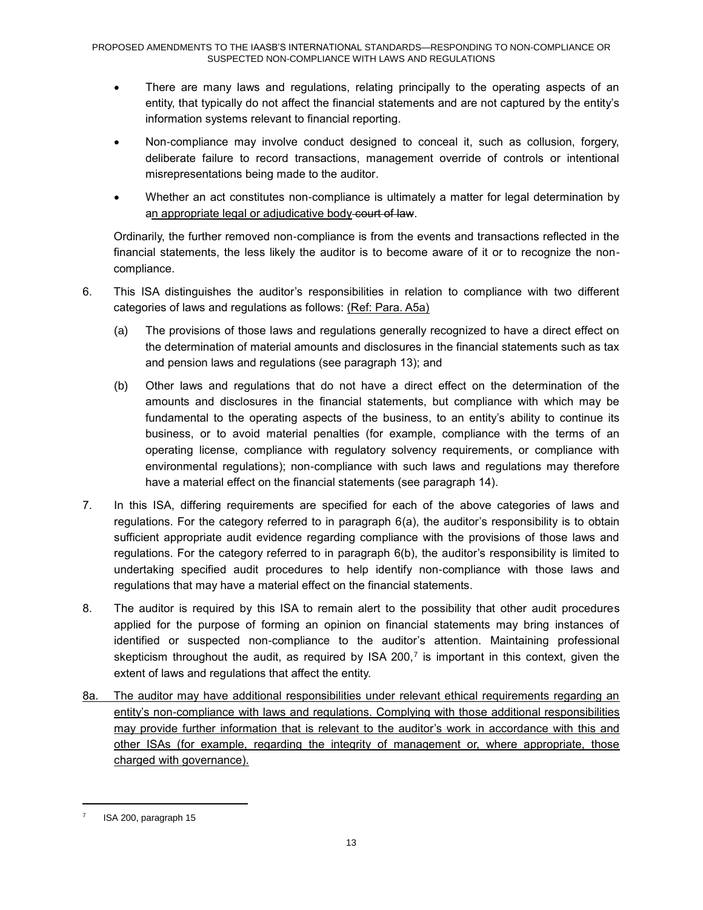- There are many laws and regulations, relating principally to the operating aspects of an entity, that typically do not affect the financial statements and are not captured by the entity's information systems relevant to financial reporting.
- Non-compliance may involve conduct designed to conceal it, such as collusion, forgery, deliberate failure to record transactions, management override of controls or intentional misrepresentations being made to the auditor.
- Whether an act constitutes non-compliance is ultimately a matter for legal determination by an appropriate legal or adjudicative body ~~court of law~~.

Ordinarily, the further removed non-compliance is from the events and transactions reflected in the financial statements, the less likely the auditor is to become aware of it or to recognize the non-compliance.

6. This ISA distinguishes the auditor's responsibilities in relation to compliance with two different categories of laws and regulations as follows: (Ref: Para. A5a)

   (a) The provisions of those laws and regulations generally recognized to have a direct effect on the determination of material amounts and disclosures in the financial statements such as tax and pension laws and regulations (see paragraph 13); and

   (b) Other laws and regulations that do not have a direct effect on the determination of the amounts and disclosures in the financial statements, but compliance with which may be fundamental to the operating aspects of the business, to an entity's ability to continue its business, or to avoid material penalties (for example, compliance with the terms of an operating license, compliance with regulatory solvency requirements, or compliance with environmental regulations); non-compliance with such laws and regulations may therefore have a material effect on the financial statements (see paragraph 14).

7. In this ISA, differing requirements are specified for each of the above categories of laws and regulations. For the category referred to in paragraph 6(a), the auditor's responsibility is to obtain sufficient appropriate audit evidence regarding compliance with the provisions of those laws and regulations. For the category referred to in paragraph 6(b), the auditor's responsibility is limited to undertaking specified audit procedures to help identify non-compliance with those laws and regulations that may have a material effect on the financial statements.

8. The auditor is required by this ISA to remain alert to the possibility that other audit procedures applied for the purpose of forming an opinion on financial statements may bring instances of identified or suspected non-compliance to the auditor's attention. Maintaining professional skepticism throughout the audit, as required by ISA 200,[7] is important in this context, given the extent of laws and regulations that affect the entity.

8a. The auditor may have additional responsibilities under relevant ethical requirements regarding an entity's non-compliance with laws and regulations. Complying with those additional responsibilities may provide further information that is relevant to the auditor's work in accordance with this and other ISAs (for example, regarding the integrity of management or, where appropriate, those charged with governance).

---

[7] ISA 200, paragraph 15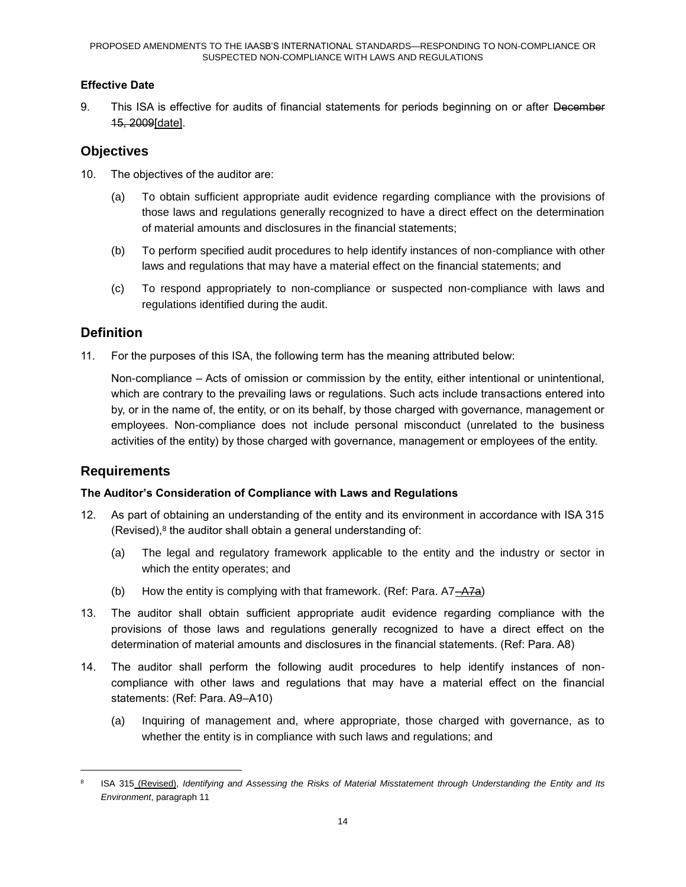**Effective Date**

9. This ISA is effective for audits of financial statements for periods beginning on or after ~~December 15, 2009~~[date].

## Objectives

10. The objectives of the auditor are:

    (a) To obtain sufficient appropriate audit evidence regarding compliance with the provisions of those laws and regulations generally recognized to have a direct effect on the determination of material amounts and disclosures in the financial statements;

    (b) To perform specified audit procedures to help identify instances of non-compliance with other laws and regulations that may have a material effect on the financial statements; and

    (c) To respond appropriately to non-compliance or suspected non-compliance with laws and regulations identified during the audit.

## Definition

11. For the purposes of this ISA, the following term has the meaning attributed below:

    Non-compliance – Acts of omission or commission by the entity, either intentional or unintentional, which are contrary to the prevailing laws or regulations. Such acts include transactions entered into by, or in the name of, the entity, or on its behalf, by those charged with governance, management or employees. Non-compliance does not include personal misconduct (unrelated to the business activities of the entity) by those charged with governance, management or employees of the entity.

## Requirements

### The Auditor's Consideration of Compliance with Laws and Regulations

12. As part of obtaining an understanding of the entity and its environment in accordance with ISA 315 (Revised),[8] the auditor shall obtain a general understanding of:

    (a) The legal and regulatory framework applicable to the entity and the industry or sector in which the entity operates; and

    (b) How the entity is complying with that framework. (Ref: Para. A7~~–A7a~~)

13. The auditor shall obtain sufficient appropriate audit evidence regarding compliance with the provisions of those laws and regulations generally recognized to have a direct effect on the determination of material amounts and disclosures in the financial statements. (Ref: Para. A8)

14. The auditor shall perform the following audit procedures to help identify instances of non-compliance with other laws and regulations that may have a material effect on the financial statements: (Ref: Para. A9–A10)

    (a) Inquiring of management and, where appropriate, those charged with governance, as to whether the entity is in compliance with such laws and regulations; and

---

[8] ISA 315 (Revised), *Identifying and Assessing the Risks of Material Misstatement through Understanding the Entity and Its Environment*, paragraph 11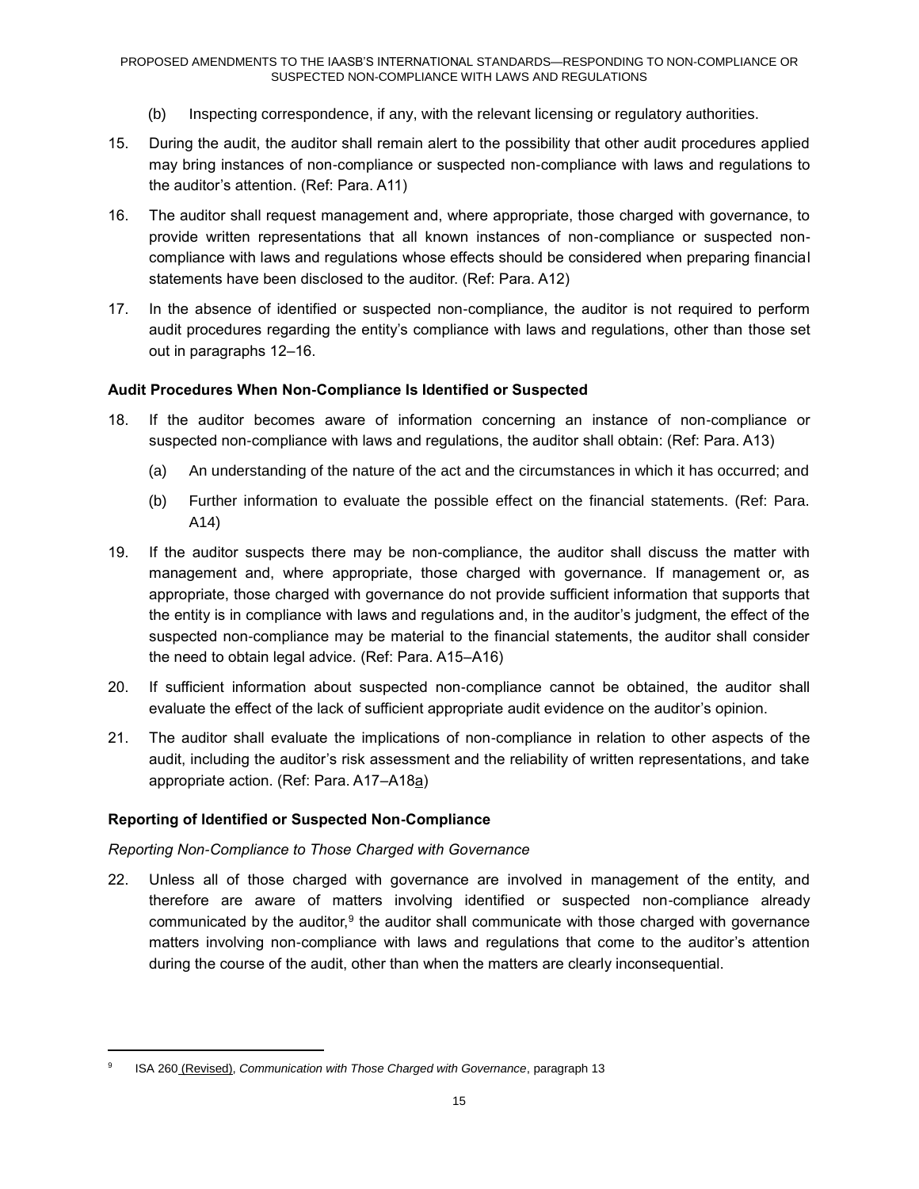(b) Inspecting correspondence, if any, with the relevant licensing or regulatory authorities.

15. During the audit, the auditor shall remain alert to the possibility that other audit procedures applied may bring instances of non-compliance or suspected non-compliance with laws and regulations to the auditor's attention. (Ref: Para. A11)

16. The auditor shall request management and, where appropriate, those charged with governance, to provide written representations that all known instances of non-compliance or suspected non-compliance with laws and regulations whose effects should be considered when preparing financial statements have been disclosed to the auditor. (Ref: Para. A12)

17. In the absence of identified or suspected non-compliance, the auditor is not required to perform audit procedures regarding the entity's compliance with laws and regulations, other than those set out in paragraphs 12–16.

**Audit Procedures When Non-Compliance Is Identified or Suspected**

18. If the auditor becomes aware of information concerning an instance of non-compliance or suspected non-compliance with laws and regulations, the auditor shall obtain: (Ref: Para. A13)

    (a) An understanding of the nature of the act and the circumstances in which it has occurred; and

    (b) Further information to evaluate the possible effect on the financial statements. (Ref: Para. A14)

19. If the auditor suspects there may be non-compliance, the auditor shall discuss the matter with management and, where appropriate, those charged with governance. If management or, as appropriate, those charged with governance do not provide sufficient information that supports that the entity is in compliance with laws and regulations and, in the auditor's judgment, the effect of the suspected non-compliance may be material to the financial statements, the auditor shall consider the need to obtain legal advice. (Ref: Para. A15–A16)

20. If sufficient information about suspected non-compliance cannot be obtained, the auditor shall evaluate the effect of the lack of sufficient appropriate audit evidence on the auditor's opinion.

21. The auditor shall evaluate the implications of non-compliance in relation to other aspects of the audit, including the auditor's risk assessment and the reliability of written representations, and take appropriate action. (Ref: Para. A17–A18a)

**Reporting of Identified or Suspected Non-Compliance**

*Reporting Non-Compliance to Those Charged with Governance*

22. Unless all of those charged with governance are involved in management of the entity, and therefore are aware of matters involving identified or suspected non-compliance already communicated by the auditor,[9] the auditor shall communicate with those charged with governance matters involving non-compliance with laws and regulations that come to the auditor's attention during the course of the audit, other than when the matters are clearly inconsequential.

---

[9] ISA 260 (Revised), *Communication with Those Charged with Governance*, paragraph 13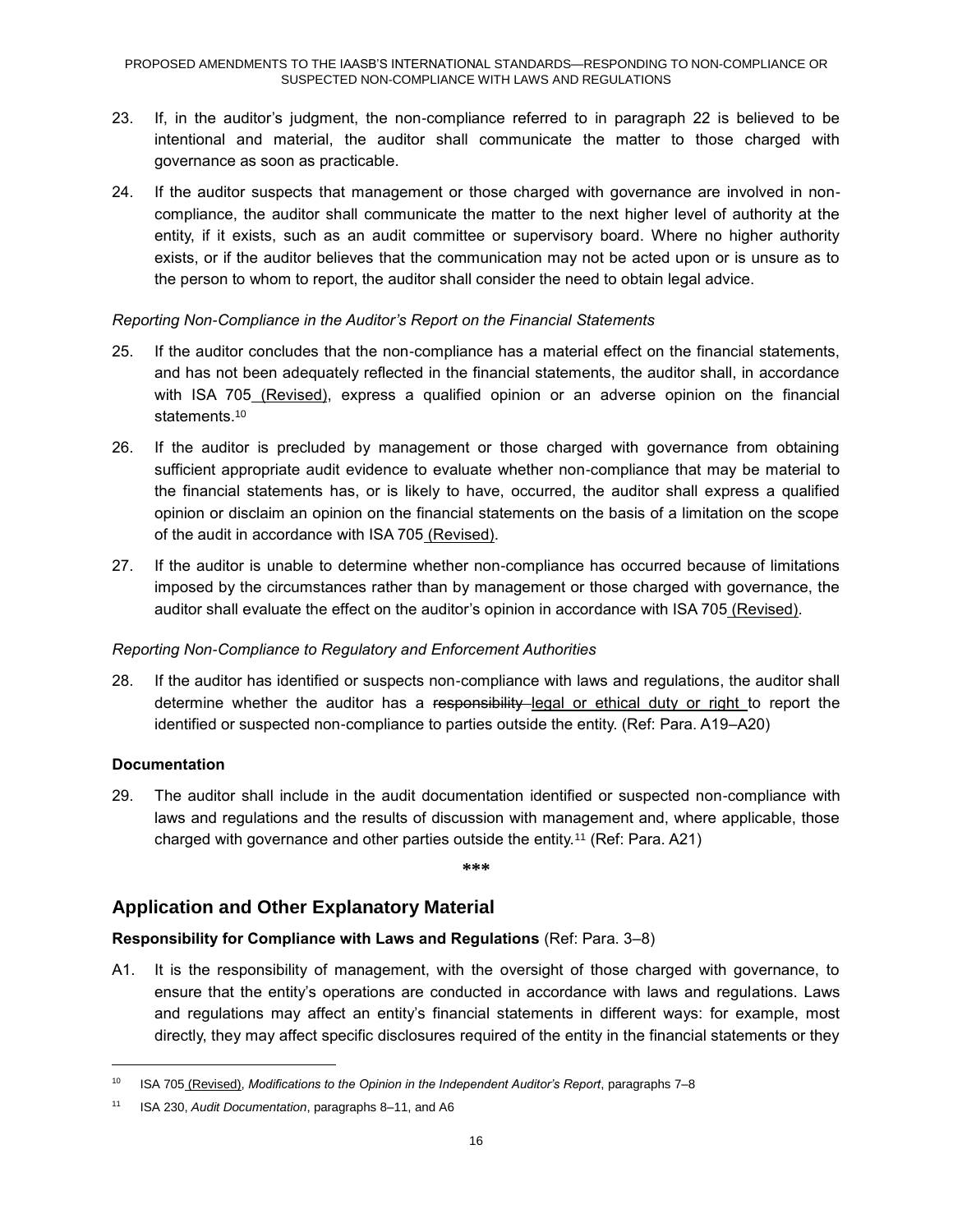23. If, in the auditor's judgment, the non-compliance referred to in paragraph 22 is believed to be intentional and material, the auditor shall communicate the matter to those charged with governance as soon as practicable.

24. If the auditor suspects that management or those charged with governance are involved in non-compliance, the auditor shall communicate the matter to the next higher level of authority at the entity, if it exists, such as an audit committee or supervisory board. Where no higher authority exists, or if the auditor believes that the communication may not be acted upon or is unsure as to the person to whom to report, the auditor shall consider the need to obtain legal advice.

*Reporting Non-Compliance in the Auditor's Report on the Financial Statements*

25. If the auditor concludes that the non-compliance has a material effect on the financial statements, and has not been adequately reflected in the financial statements, the auditor shall, in accordance with ISA 705 (Revised), express a qualified opinion or an adverse opinion on the financial statements.[10]

26. If the auditor is precluded by management or those charged with governance from obtaining sufficient appropriate audit evidence to evaluate whether non-compliance that may be material to the financial statements has, or is likely to have, occurred, the auditor shall express a qualified opinion or disclaim an opinion on the financial statements on the basis of a limitation on the scope of the audit in accordance with ISA 705 (Revised).

27. If the auditor is unable to determine whether non-compliance has occurred because of limitations imposed by the circumstances rather than by management or those charged with governance, the auditor shall evaluate the effect on the auditor's opinion in accordance with ISA 705 (Revised).

*Reporting Non-Compliance to Regulatory and Enforcement Authorities*

28. If the auditor has identified or suspects non-compliance with laws and regulations, the auditor shall determine whether the auditor has a ~~responsibility~~ legal or ethical duty or right to report the identified or suspected non-compliance to parties outside the entity. (Ref: Para. A19–A20)

**Documentation**

29. The auditor shall include in the audit documentation identified or suspected non-compliance with laws and regulations and the results of discussion with management and, where applicable, those charged with governance and other parties outside the entity.[11] (Ref: Para. A21)

\*\*\*

## Application and Other Explanatory Material

**Responsibility for Compliance with Laws and Regulations** (Ref: Para. 3–8)

A1. It is the responsibility of management, with the oversight of those charged with governance, to ensure that the entity's operations are conducted in accordance with laws and regulations. Laws and regulations may affect an entity's financial statements in different ways: for example, most directly, they may affect specific disclosures required of the entity in the financial statements or they

---

[10] ISA 705 (Revised), *Modifications to the Opinion in the Independent Auditor's Report*, paragraphs 7–8

[11] ISA 230, *Audit Documentation*, paragraphs 8–11, and A6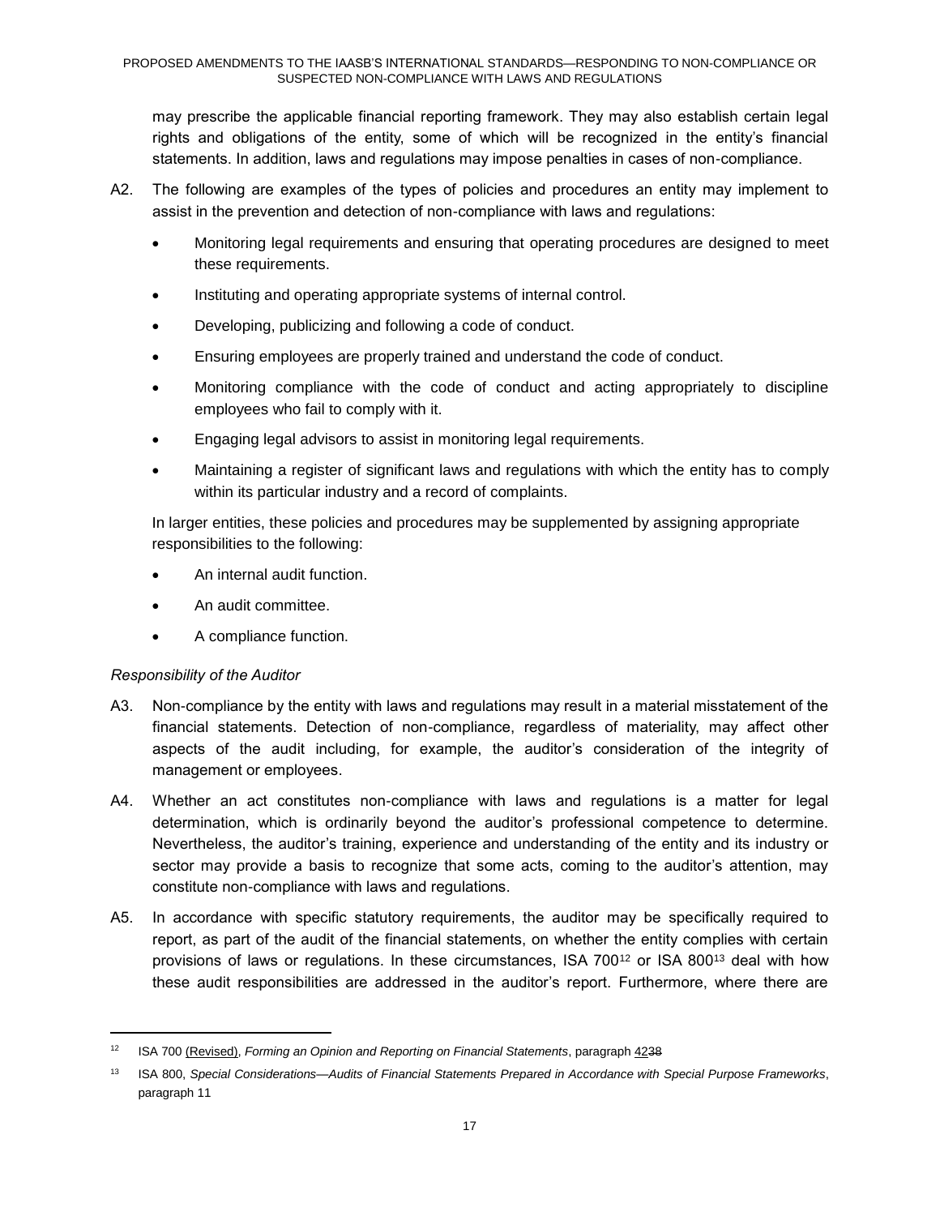may prescribe the applicable financial reporting framework. They may also establish certain legal rights and obligations of the entity, some of which will be recognized in the entity's financial statements. In addition, laws and regulations may impose penalties in cases of non-compliance.

A2. The following are examples of the types of policies and procedures an entity may implement to assist in the prevention and detection of non-compliance with laws and regulations:

- Monitoring legal requirements and ensuring that operating procedures are designed to meet these requirements.
- Instituting and operating appropriate systems of internal control.
- Developing, publicizing and following a code of conduct.
- Ensuring employees are properly trained and understand the code of conduct.
- Monitoring compliance with the code of conduct and acting appropriately to discipline employees who fail to comply with it.
- Engaging legal advisors to assist in monitoring legal requirements.
- Maintaining a register of significant laws and regulations with which the entity has to comply within its particular industry and a record of complaints.

In larger entities, these policies and procedures may be supplemented by assigning appropriate responsibilities to the following:

- An internal audit function.
- An audit committee.
- A compliance function.

*Responsibility of the Auditor*

A3. Non-compliance by the entity with laws and regulations may result in a material misstatement of the financial statements. Detection of non-compliance, regardless of materiality, may affect other aspects of the audit including, for example, the auditor's consideration of the integrity of management or employees.

A4. Whether an act constitutes non-compliance with laws and regulations is a matter for legal determination, which is ordinarily beyond the auditor's professional competence to determine. Nevertheless, the auditor's training, experience and understanding of the entity and its industry or sector may provide a basis to recognize that some acts, coming to the auditor's attention, may constitute non-compliance with laws and regulations.

A5. In accordance with specific statutory requirements, the auditor may be specifically required to report, as part of the audit of the financial statements, on whether the entity complies with certain provisions of laws or regulations. In these circumstances, ISA 700[12] or ISA 800[13] deal with how these audit responsibilities are addressed in the auditor's report. Furthermore, where there are

---

[12] ISA 700 (Revised), *Forming an Opinion and Reporting on Financial Statements*, paragraph 42~~38~~

[13] ISA 800, *Special Considerations—Audits of Financial Statements Prepared in Accordance with Special Purpose Frameworks*, paragraph 11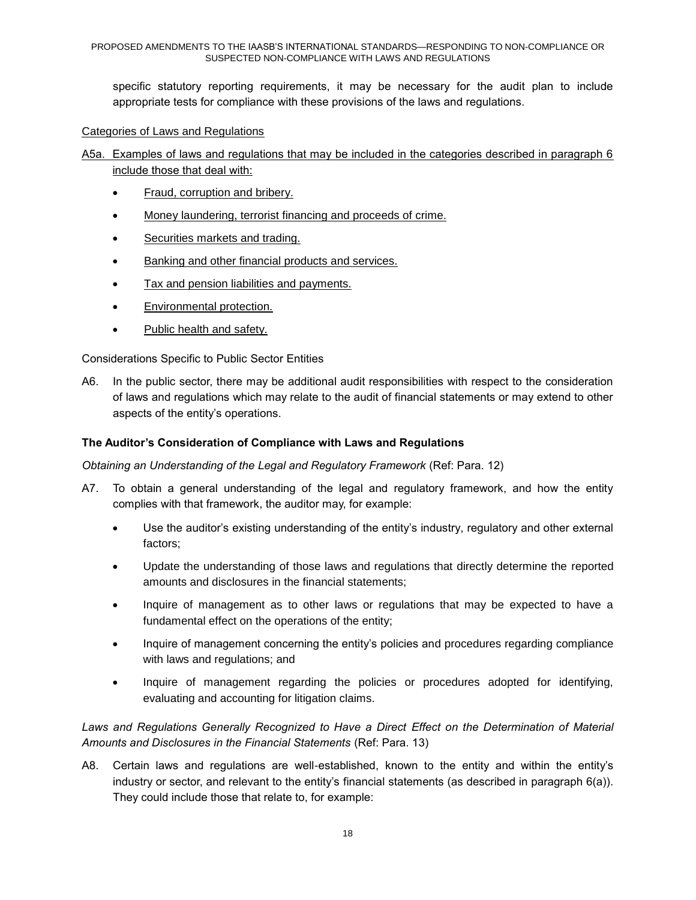specific statutory reporting requirements, it may be necessary for the audit plan to include appropriate tests for compliance with these provisions of the laws and regulations.

Categories of Laws and Regulations

A5a. Examples of laws and regulations that may be included in the categories described in paragraph 6 include those that deal with:

- Fraud, corruption and bribery.
- Money laundering, terrorist financing and proceeds of crime.
- Securities markets and trading.
- Banking and other financial products and services.
- Tax and pension liabilities and payments.
- Environmental protection.
- Public health and safety.

Considerations Specific to Public Sector Entities

A6. In the public sector, there may be additional audit responsibilities with respect to the consideration of laws and regulations which may relate to the audit of financial statements or may extend to other aspects of the entity's operations.

### The Auditor's Consideration of Compliance with Laws and Regulations

*Obtaining an Understanding of the Legal and Regulatory Framework* (Ref: Para. 12)

A7. To obtain a general understanding of the legal and regulatory framework, and how the entity complies with that framework, the auditor may, for example:

- Use the auditor's existing understanding of the entity's industry, regulatory and other external factors;
- Update the understanding of those laws and regulations that directly determine the reported amounts and disclosures in the financial statements;
- Inquire of management as to other laws or regulations that may be expected to have a fundamental effect on the operations of the entity;
- Inquire of management concerning the entity's policies and procedures regarding compliance with laws and regulations; and
- Inquire of management regarding the policies or procedures adopted for identifying, evaluating and accounting for litigation claims.

*Laws and Regulations Generally Recognized to Have a Direct Effect on the Determination of Material Amounts and Disclosures in the Financial Statements* (Ref: Para. 13)

A8. Certain laws and regulations are well-established, known to the entity and within the entity's industry or sector, and relevant to the entity's financial statements (as described in paragraph 6(a)). They could include those that relate to, for example: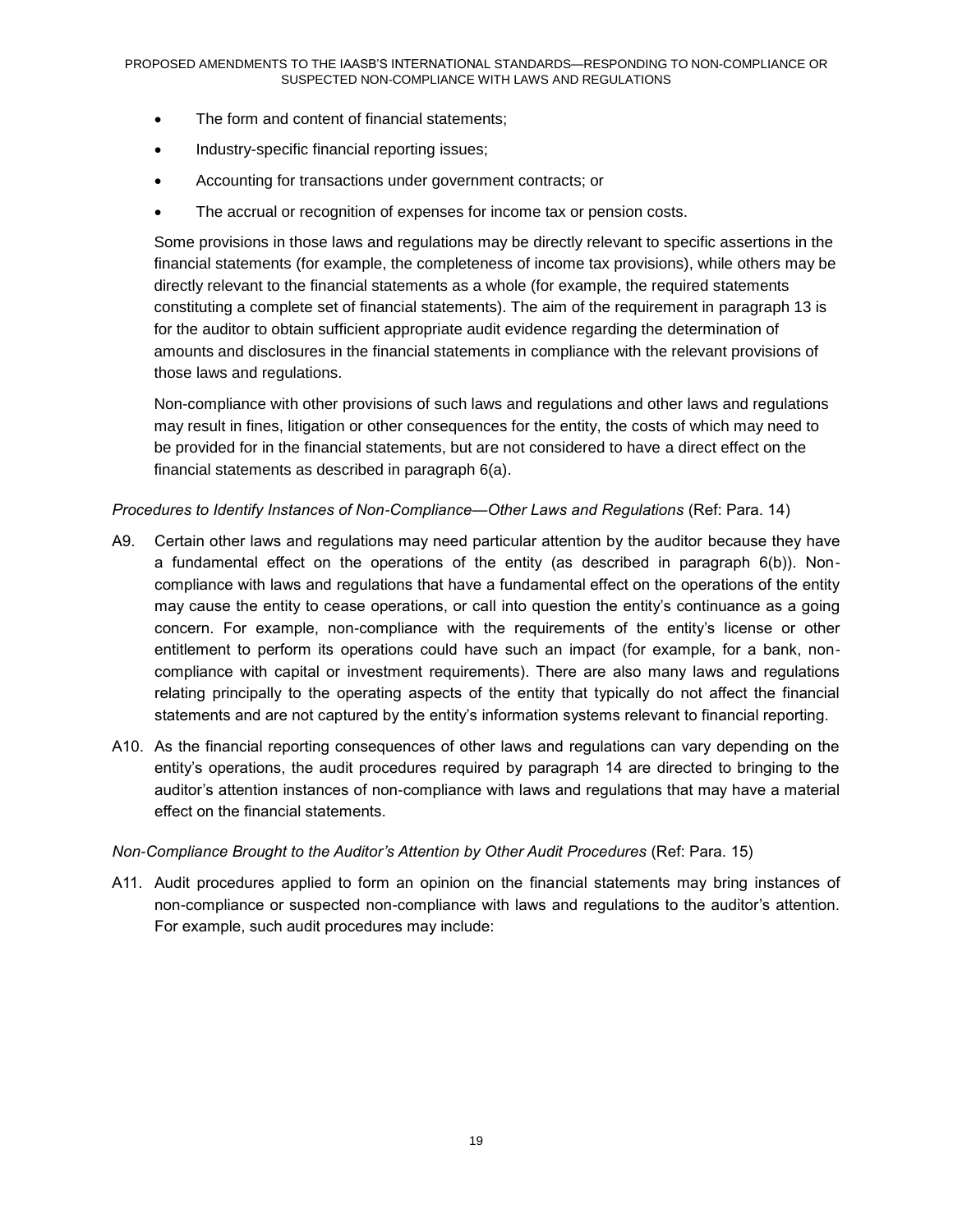- The form and content of financial statements;
- Industry-specific financial reporting issues;
- Accounting for transactions under government contracts; or
- The accrual or recognition of expenses for income tax or pension costs.

Some provisions in those laws and regulations may be directly relevant to specific assertions in the financial statements (for example, the completeness of income tax provisions), while others may be directly relevant to the financial statements as a whole (for example, the required statements constituting a complete set of financial statements). The aim of the requirement in paragraph 13 is for the auditor to obtain sufficient appropriate audit evidence regarding the determination of amounts and disclosures in the financial statements in compliance with the relevant provisions of those laws and regulations.

Non-compliance with other provisions of such laws and regulations and other laws and regulations may result in fines, litigation or other consequences for the entity, the costs of which may need to be provided for in the financial statements, but are not considered to have a direct effect on the financial statements as described in paragraph 6(a).

*Procedures to Identify Instances of Non-Compliance—Other Laws and Regulations* (Ref: Para. 14)

A9. Certain other laws and regulations may need particular attention by the auditor because they have a fundamental effect on the operations of the entity (as described in paragraph 6(b)). Non-compliance with laws and regulations that have a fundamental effect on the operations of the entity may cause the entity to cease operations, or call into question the entity's continuance as a going concern. For example, non-compliance with the requirements of the entity's license or other entitlement to perform its operations could have such an impact (for example, for a bank, non-compliance with capital or investment requirements). There are also many laws and regulations relating principally to the operating aspects of the entity that typically do not affect the financial statements and are not captured by the entity's information systems relevant to financial reporting.

A10. As the financial reporting consequences of other laws and regulations can vary depending on the entity's operations, the audit procedures required by paragraph 14 are directed to bringing to the auditor's attention instances of non-compliance with laws and regulations that may have a material effect on the financial statements.

*Non-Compliance Brought to the Auditor's Attention by Other Audit Procedures* (Ref: Para. 15)

A11. Audit procedures applied to form an opinion on the financial statements may bring instances of non-compliance or suspected non-compliance with laws and regulations to the auditor's attention. For example, such audit procedures may include: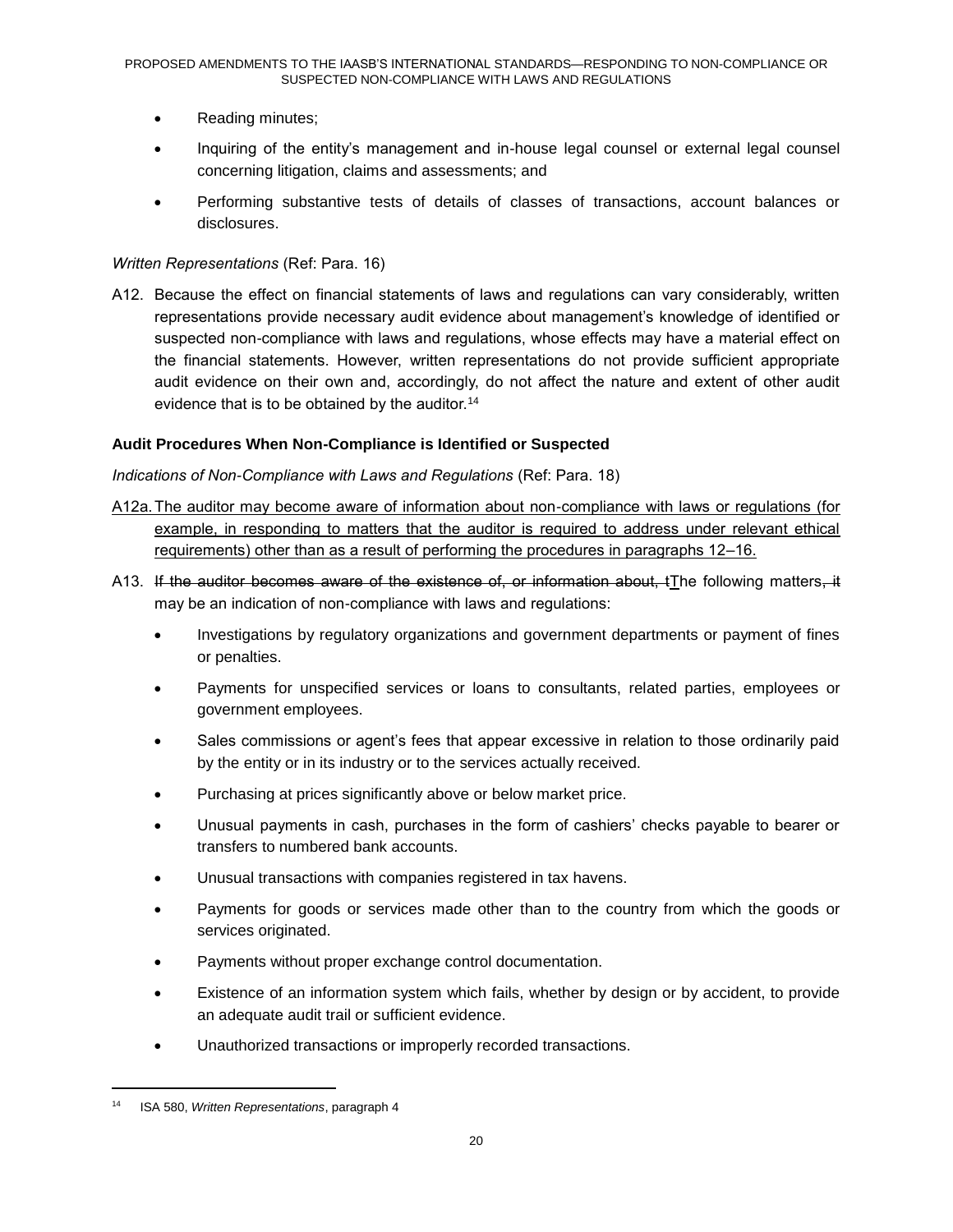- Reading minutes;
- Inquiring of the entity's management and in-house legal counsel or external legal counsel concerning litigation, claims and assessments; and
- Performing substantive tests of details of classes of transactions, account balances or disclosures.

*Written Representations* (Ref: Para. 16)

A12. Because the effect on financial statements of laws and regulations can vary considerably, written representations provide necessary audit evidence about management's knowledge of identified or suspected non-compliance with laws and regulations, whose effects may have a material effect on the financial statements. However, written representations do not provide sufficient appropriate audit evidence on their own and, accordingly, do not affect the nature and extent of other audit evidence that is to be obtained by the auditor.[14]

**Audit Procedures When Non-Compliance is Identified or Suspected**

*Indications of Non-Compliance with Laws and Regulations* (Ref: Para. 18)

<u>A12a. The auditor may become aware of information about non-compliance with laws or regulations (for example, in responding to matters that the auditor is required to address under relevant ethical requirements) other than as a result of performing the procedures in paragraphs 12–16.</u>

A13. ~~If the auditor becomes aware of the existence of, or information about, t~~<u>T</u>he following matters~~, it~~ may be an indication of non-compliance with laws and regulations:

- Investigations by regulatory organizations and government departments or payment of fines or penalties.
- Payments for unspecified services or loans to consultants, related parties, employees or government employees.
- Sales commissions or agent's fees that appear excessive in relation to those ordinarily paid by the entity or in its industry or to the services actually received.
- Purchasing at prices significantly above or below market price.
- Unusual payments in cash, purchases in the form of cashiers' checks payable to bearer or transfers to numbered bank accounts.
- Unusual transactions with companies registered in tax havens.
- Payments for goods or services made other than to the country from which the goods or services originated.
- Payments without proper exchange control documentation.
- Existence of an information system which fails, whether by design or by accident, to provide an adequate audit trail or sufficient evidence.
- Unauthorized transactions or improperly recorded transactions.

[14] ISA 580, *Written Representations*, paragraph 4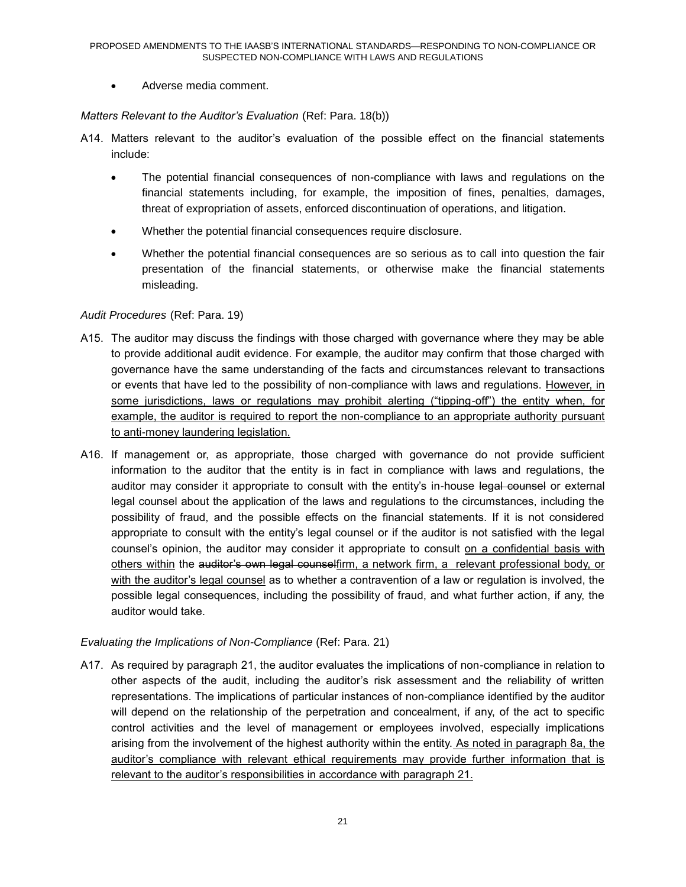- Adverse media comment.

*Matters Relevant to the Auditor's Evaluation* (Ref: Para. 18(b))

A14. Matters relevant to the auditor's evaluation of the possible effect on the financial statements include:

- The potential financial consequences of non-compliance with laws and regulations on the financial statements including, for example, the imposition of fines, penalties, damages, threat of expropriation of assets, enforced discontinuation of operations, and litigation.
- Whether the potential financial consequences require disclosure.
- Whether the potential financial consequences are so serious as to call into question the fair presentation of the financial statements, or otherwise make the financial statements misleading.

*Audit Procedures* (Ref: Para. 19)

A15. The auditor may discuss the findings with those charged with governance where they may be able to provide additional audit evidence. For example, the auditor may confirm that those charged with governance have the same understanding of the facts and circumstances relevant to transactions or events that have led to the possibility of non-compliance with laws and regulations. <u>However, in some jurisdictions, laws or regulations may prohibit alerting ("tipping-off") the entity when, for example, the auditor is required to report the non-compliance to an appropriate authority pursuant to anti-money laundering legislation.</u>

A16. If management or, as appropriate, those charged with governance do not provide sufficient information to the auditor that the entity is in fact in compliance with laws and regulations, the auditor may consider it appropriate to consult with the entity's in-house ~~legal counsel~~ or external legal counsel about the application of the laws and regulations to the circumstances, including the possibility of fraud, and the possible effects on the financial statements. If it is not considered appropriate to consult with the entity's legal counsel or if the auditor is not satisfied with the legal counsel's opinion, the auditor may consider it appropriate to consult <u>on a confidential basis with others within</u> the ~~auditor's own legal counsel~~<u>firm, a network firm, a relevant professional body, or with the auditor's legal counsel</u> as to whether a contravention of a law or regulation is involved, the possible legal consequences, including the possibility of fraud, and what further action, if any, the auditor would take.

*Evaluating the Implications of Non-Compliance* (Ref: Para. 21)

A17. As required by paragraph 21, the auditor evaluates the implications of non-compliance in relation to other aspects of the audit, including the auditor's risk assessment and the reliability of written representations. The implications of particular instances of non-compliance identified by the auditor will depend on the relationship of the perpetration and concealment, if any, of the act to specific control activities and the level of management or employees involved, especially implications arising from the involvement of the highest authority within the entity. <u>As noted in paragraph 8a, the auditor's compliance with relevant ethical requirements may provide further information that is relevant to the auditor's responsibilities in accordance with paragraph 21.</u>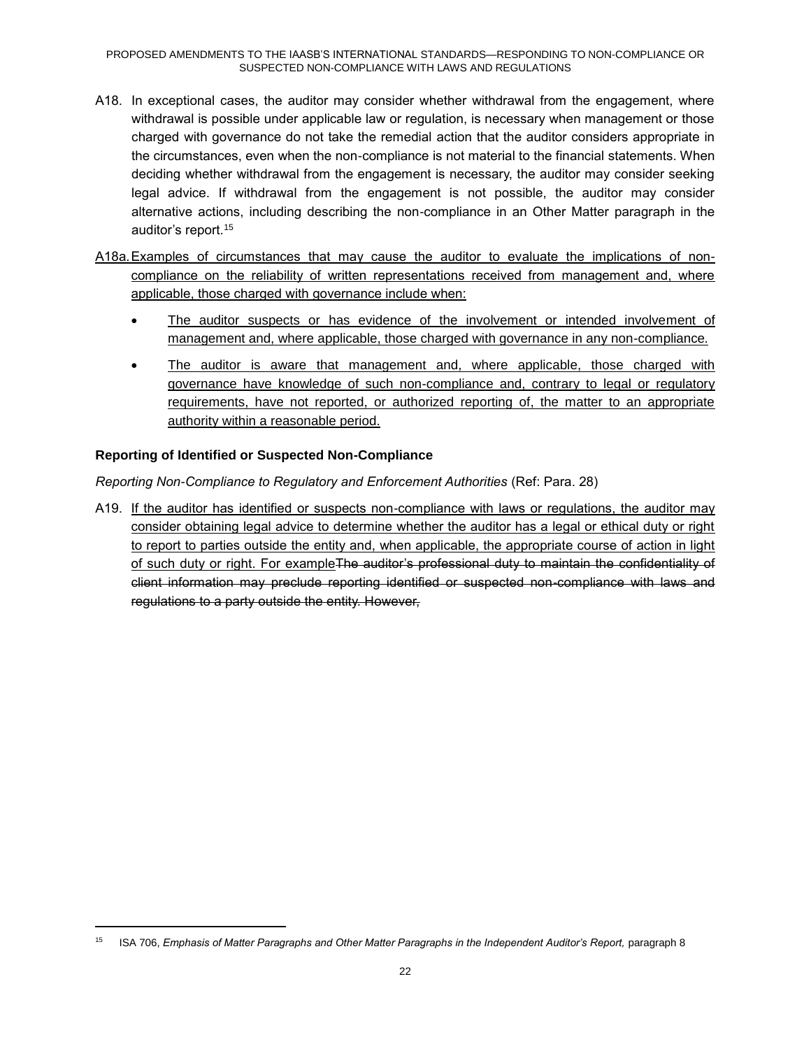A18. In exceptional cases, the auditor may consider whether withdrawal from the engagement, where withdrawal is possible under applicable law or regulation, is necessary when management or those charged with governance do not take the remedial action that the auditor considers appropriate in the circumstances, even when the non-compliance is not material to the financial statements. When deciding whether withdrawal from the engagement is necessary, the auditor may consider seeking legal advice. If withdrawal from the engagement is not possible, the auditor may consider alternative actions, including describing the non-compliance in an Other Matter paragraph in the auditor's report.[15]

A18a. Examples of circumstances that may cause the auditor to evaluate the implications of non-compliance on the reliability of written representations received from management and, where applicable, those charged with governance include when:

- The auditor suspects or has evidence of the involvement or intended involvement of management and, where applicable, those charged with governance in any non-compliance.
- The auditor is aware that management and, where applicable, those charged with governance have knowledge of such non-compliance and, contrary to legal or regulatory requirements, have not reported, or authorized reporting of, the matter to an appropriate authority within a reasonable period.

**Reporting of Identified or Suspected Non-Compliance**

*Reporting Non-Compliance to Regulatory and Enforcement Authorities* (Ref: Para. 28)

A19. If the auditor has identified or suspects non-compliance with laws or regulations, the auditor may consider obtaining legal advice to determine whether the auditor has a legal or ethical duty or right to report to parties outside the entity and, when applicable, the appropriate course of action in light of such duty or right. For example ~~The auditor's professional duty to maintain the confidentiality of client information may preclude reporting identified or suspected non-compliance with laws and regulations to a party outside the entity. However,~~

[15] ISA 706, *Emphasis of Matter Paragraphs and Other Matter Paragraphs in the Independent Auditor's Report,* paragraph 8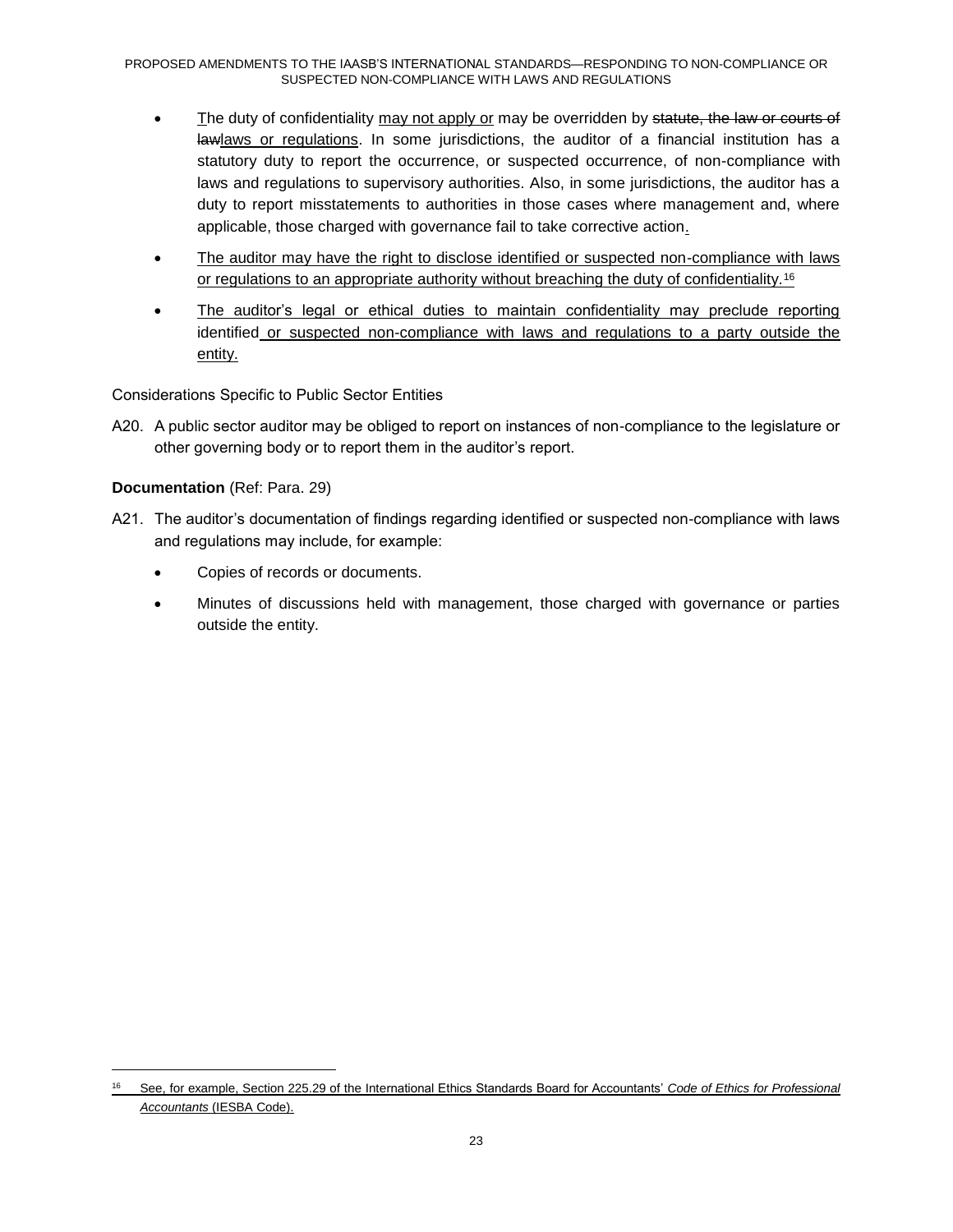- The duty of confidentiality may not apply or may be overridden by statute, the law or courts of lawlaws or regulations. In some jurisdictions, the auditor of a financial institution has a statutory duty to report the occurrence, or suspected occurrence, of non-compliance with laws and regulations to supervisory authorities. Also, in some jurisdictions, the auditor has a duty to report misstatements to authorities in those cases where management and, where applicable, those charged with governance fail to take corrective action.
- The auditor may have the right to disclose identified or suspected non-compliance with laws or regulations to an appropriate authority without breaching the duty of confidentiality.[16]
- The auditor's legal or ethical duties to maintain confidentiality may preclude reporting identified or suspected non-compliance with laws and regulations to a party outside the entity.

Considerations Specific to Public Sector Entities

A20. A public sector auditor may be obliged to report on instances of non-compliance to the legislature or other governing body or to report them in the auditor's report.

**Documentation** (Ref: Para. 29)

A21. The auditor's documentation of findings regarding identified or suspected non-compliance with laws and regulations may include, for example:

- Copies of records or documents.
- Minutes of discussions held with management, those charged with governance or parties outside the entity.

---

[16] See, for example, Section 225.29 of the International Ethics Standards Board for Accountants' *Code of Ethics for Professional Accountants* (IESBA Code).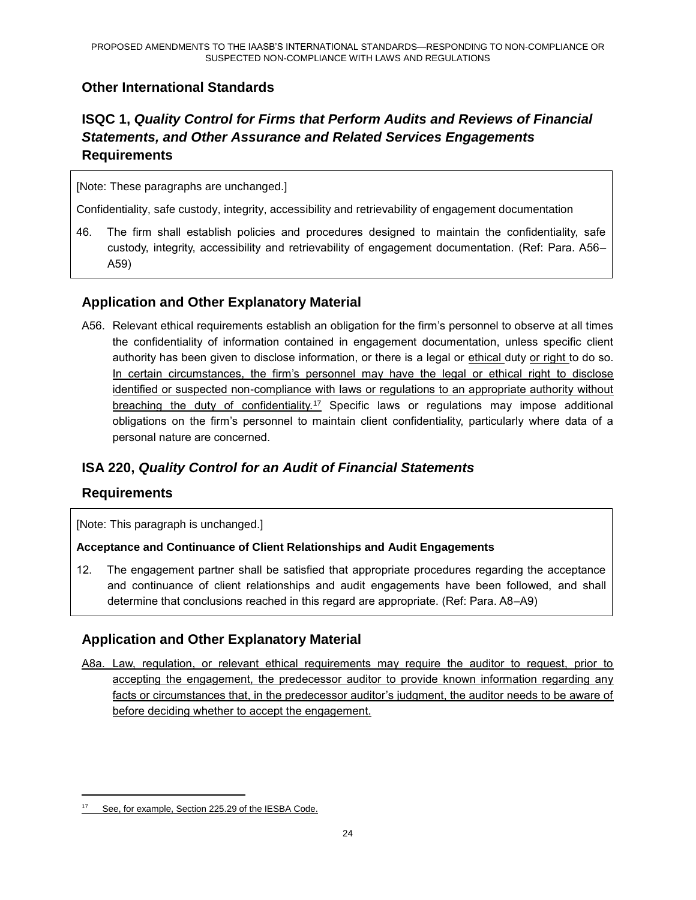## Other International Standards

## ISQC 1, *Quality Control for Firms that Perform Audits and Reviews of Financial Statements, and Other Assurance and Related Services Engagements*

## Requirements

[Note: These paragraphs are unchanged.]

Confidentiality, safe custody, integrity, accessibility and retrievability of engagement documentation

46. The firm shall establish policies and procedures designed to maintain the confidentiality, safe custody, integrity, accessibility and retrievability of engagement documentation. (Ref: Para. A56–A59)

## Application and Other Explanatory Material

A56. Relevant ethical requirements establish an obligation for the firm's personnel to observe at all times the confidentiality of information contained in engagement documentation, unless specific client authority has been given to disclose information, or there is a legal or ethical duty or right to do so. In certain circumstances, the firm's personnel may have the legal or ethical right to disclose identified or suspected non-compliance with laws or regulations to an appropriate authority without breaching the duty of confidentiality.[17] Specific laws or regulations may impose additional obligations on the firm's personnel to maintain client confidentiality, particularly where data of a personal nature are concerned.

## ISA 220, *Quality Control for an Audit of Financial Statements*

## Requirements

[Note: This paragraph is unchanged.]

**Acceptance and Continuance of Client Relationships and Audit Engagements**

12. The engagement partner shall be satisfied that appropriate procedures regarding the acceptance and continuance of client relationships and audit engagements have been followed, and shall determine that conclusions reached in this regard are appropriate. (Ref: Para. A8–A9)

## Application and Other Explanatory Material

A8a. Law, regulation, or relevant ethical requirements may require the auditor to request, prior to accepting the engagement, the predecessor auditor to provide known information regarding any facts or circumstances that, in the predecessor auditor's judgment, the auditor needs to be aware of before deciding whether to accept the engagement.

---

[17] See, for example, Section 225.29 of the IESBA Code.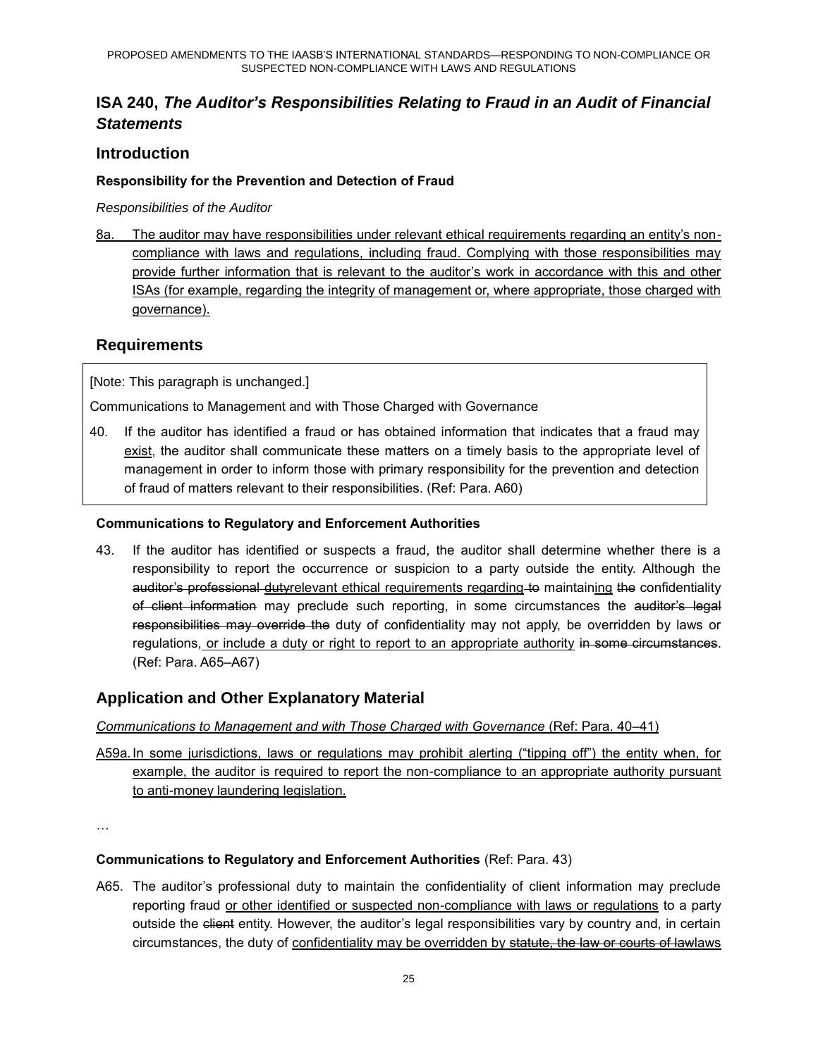## ISA 240, *The Auditor's Responsibilities Relating to Fraud in an Audit of Financial Statements*

### Introduction

#### Responsibility for the Prevention and Detection of Fraud

*Responsibilities of the Auditor*

8a. The auditor may have responsibilities under relevant ethical requirements regarding an entity's non-compliance with laws and regulations, including fraud. Complying with those responsibilities may provide further information that is relevant to the auditor's work in accordance with this and other ISAs (for example, regarding the integrity of management or, where appropriate, those charged with governance).

### Requirements

[Note: This paragraph is unchanged.]

Communications to Management and with Those Charged with Governance

40. If the auditor has identified a fraud or has obtained information that indicates that a fraud may exist, the auditor shall communicate these matters on a timely basis to the appropriate level of management in order to inform those with primary responsibility for the prevention and detection of fraud of matters relevant to their responsibilities. (Ref: Para. A60)

#### Communications to Regulatory and Enforcement Authorities

43. If the auditor has identified or suspects a fraud, the auditor shall determine whether there is a responsibility to report the occurrence or suspicion to a party outside the entity. Although the ~~auditor's professional duty~~relevant ethical requirements regarding ~~to~~ maintaining ~~the~~ confidentiality ~~of client information~~ may preclude such reporting, in some circumstances the ~~auditor's legal responsibilities may override the~~ duty of confidentiality may not apply, be overridden by laws or regulations, or include a duty or right to report to an appropriate authority ~~in some circumstances~~. (Ref: Para. A65–A67)

### Application and Other Explanatory Material

*Communications to Management and with Those Charged with Governance* (Ref: Para. 40–41)

A59a. In some jurisdictions, laws or regulations may prohibit alerting ("tipping off") the entity when, for example, the auditor is required to report the non-compliance to an appropriate authority pursuant to anti-money laundering legislation.

…

#### Communications to Regulatory and Enforcement Authorities (Ref: Para. 43)

A65. The auditor's professional duty to maintain the confidentiality of client information may preclude reporting fraud or other identified or suspected non-compliance with laws or regulations to a party outside the ~~client~~ entity. However, the auditor's legal responsibilities vary by country and, in certain circumstances, the duty of confidentiality may be overridden by ~~statute, the law or courts of law~~laws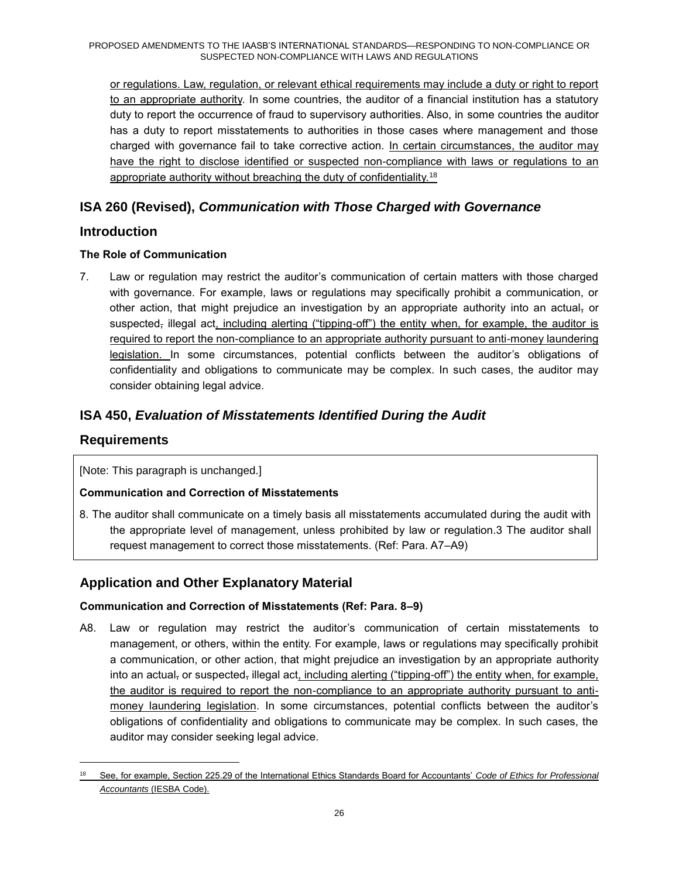or regulations. Law, regulation, or relevant ethical requirements may include a duty or right to report to an appropriate authority. In some countries, the auditor of a financial institution has a statutory duty to report the occurrence of fraud to supervisory authorities. Also, in some countries the auditor has a duty to report misstatements to authorities in those cases where management and those charged with governance fail to take corrective action. In certain circumstances, the auditor may have the right to disclose identified or suspected non-compliance with laws or regulations to an appropriate authority without breaching the duty of confidentiality.[18]

## ISA 260 (Revised), *Communication with Those Charged with Governance*

## Introduction

### The Role of Communication

7. Law or regulation may restrict the auditor's communication of certain matters with those charged with governance. For example, laws or regulations may specifically prohibit a communication, or other action, that might prejudice an investigation by an appropriate authority into an actual, or suspected, illegal act, including alerting ("tipping-off") the entity when, for example, the auditor is required to report the non-compliance to an appropriate authority pursuant to anti-money laundering legislation. In some circumstances, potential conflicts between the auditor's obligations of confidentiality and obligations to communicate may be complex. In such cases, the auditor may consider obtaining legal advice.

## ISA 450, *Evaluation of Misstatements Identified During the Audit*

## Requirements

[Note: This paragraph is unchanged.]

### Communication and Correction of Misstatements

8. The auditor shall communicate on a timely basis all misstatements accumulated during the audit with the appropriate level of management, unless prohibited by law or regulation.3 The auditor shall request management to correct those misstatements. (Ref: Para. A7–A9)

## Application and Other Explanatory Material

### Communication and Correction of Misstatements (Ref: Para. 8–9)

A8. Law or regulation may restrict the auditor's communication of certain misstatements to management, or others, within the entity. For example, laws or regulations may specifically prohibit a communication, or other action, that might prejudice an investigation by an appropriate authority into an actual, or suspected, illegal act, including alerting ("tipping-off") the entity when, for example, the auditor is required to report the non-compliance to an appropriate authority pursuant to anti-money laundering legislation. In some circumstances, potential conflicts between the auditor's obligations of confidentiality and obligations to communicate may be complex. In such cases, the auditor may consider seeking legal advice.

---

[18] See, for example, Section 225.29 of the International Ethics Standards Board for Accountants' *Code of Ethics for Professional Accountants* (IESBA Code).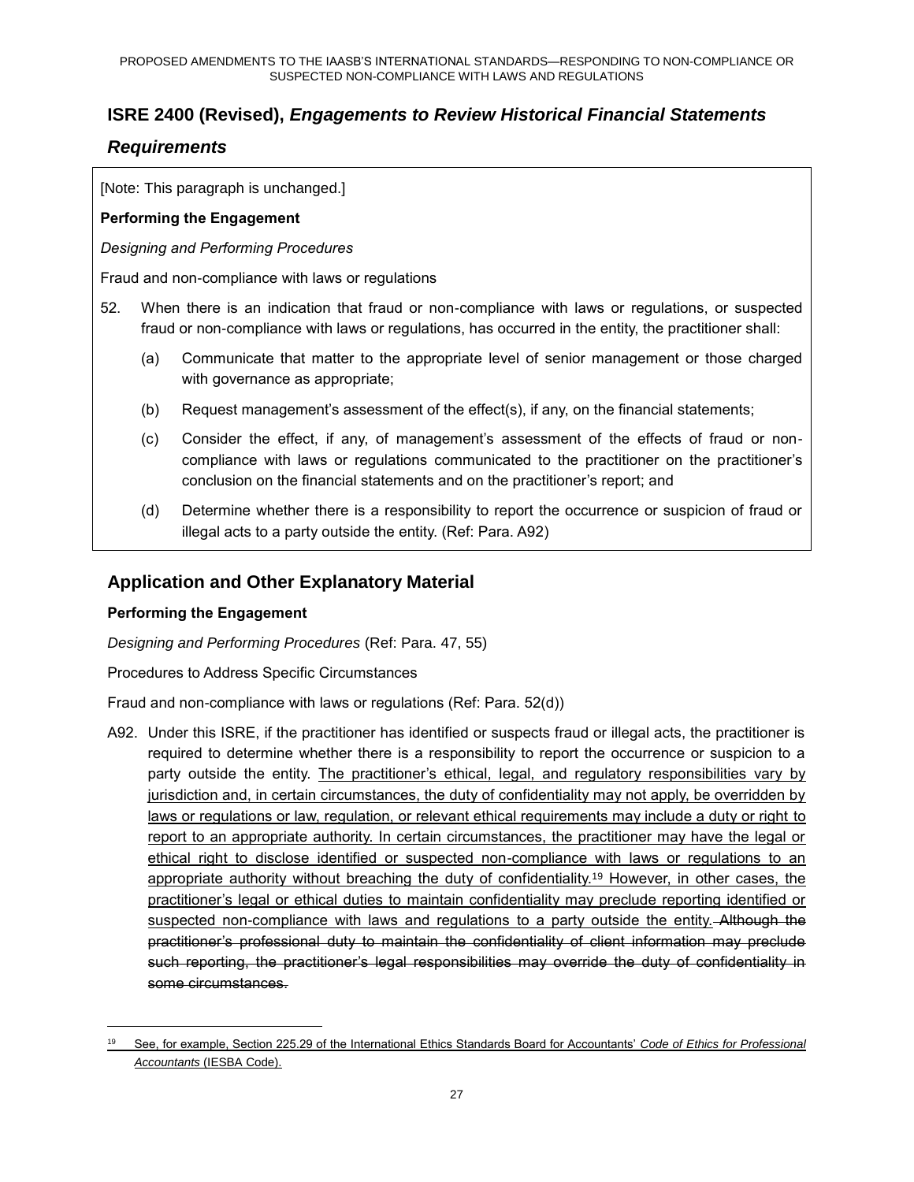## ISRE 2400 (Revised), *Engagements to Review Historical Financial Statements*

### *Requirements*

[Note: This paragraph is unchanged.]

**Performing the Engagement**

*Designing and Performing Procedures*

Fraud and non-compliance with laws or regulations

52. When there is an indication that fraud or non-compliance with laws or regulations, or suspected fraud or non-compliance with laws or regulations, has occurred in the entity, the practitioner shall:

    (a) Communicate that matter to the appropriate level of senior management or those charged with governance as appropriate;

    (b) Request management's assessment of the effect(s), if any, on the financial statements;

    (c) Consider the effect, if any, of management's assessment of the effects of fraud or non-compliance with laws or regulations communicated to the practitioner on the practitioner's conclusion on the financial statements and on the practitioner's report; and

    (d) Determine whether there is a responsibility to report the occurrence or suspicion of fraud or illegal acts to a party outside the entity. (Ref: Para. A92)

## Application and Other Explanatory Material

**Performing the Engagement**

*Designing and Performing Procedures* (Ref: Para. 47, 55)

Procedures to Address Specific Circumstances

Fraud and non-compliance with laws or regulations (Ref: Para. 52(d))

A92. Under this ISRE, if the practitioner has identified or suspects fraud or illegal acts, the practitioner is required to determine whether there is a responsibility to report the occurrence or suspicion to a party outside the entity. <u>The practitioner's ethical, legal, and regulatory responsibilities vary by jurisdiction and, in certain circumstances, the duty of confidentiality may not apply, be overridden by laws or regulations or law, regulation, or relevant ethical requirements may include a duty or right to report to an appropriate authority. In certain circumstances, the practitioner may have the legal or ethical right to disclose identified or suspected non-compliance with laws or regulations to an appropriate authority without breaching the duty of confidentiality.</u>[19] <u>However, in other cases, the practitioner's legal or ethical duties to maintain confidentiality may preclude reporting identified or suspected non-compliance with laws and regulations to a party outside the entity.</u> ~~Although the practitioner's professional duty to maintain the confidentiality of client information may preclude such reporting, the practitioner's legal responsibilities may override the duty of confidentiality in some circumstances.~~

---

[19] <u>See, for example, Section 225.29 of the International Ethics Standards Board for Accountants' *Code of Ethics for Professional Accountants* (IESBA Code).</u>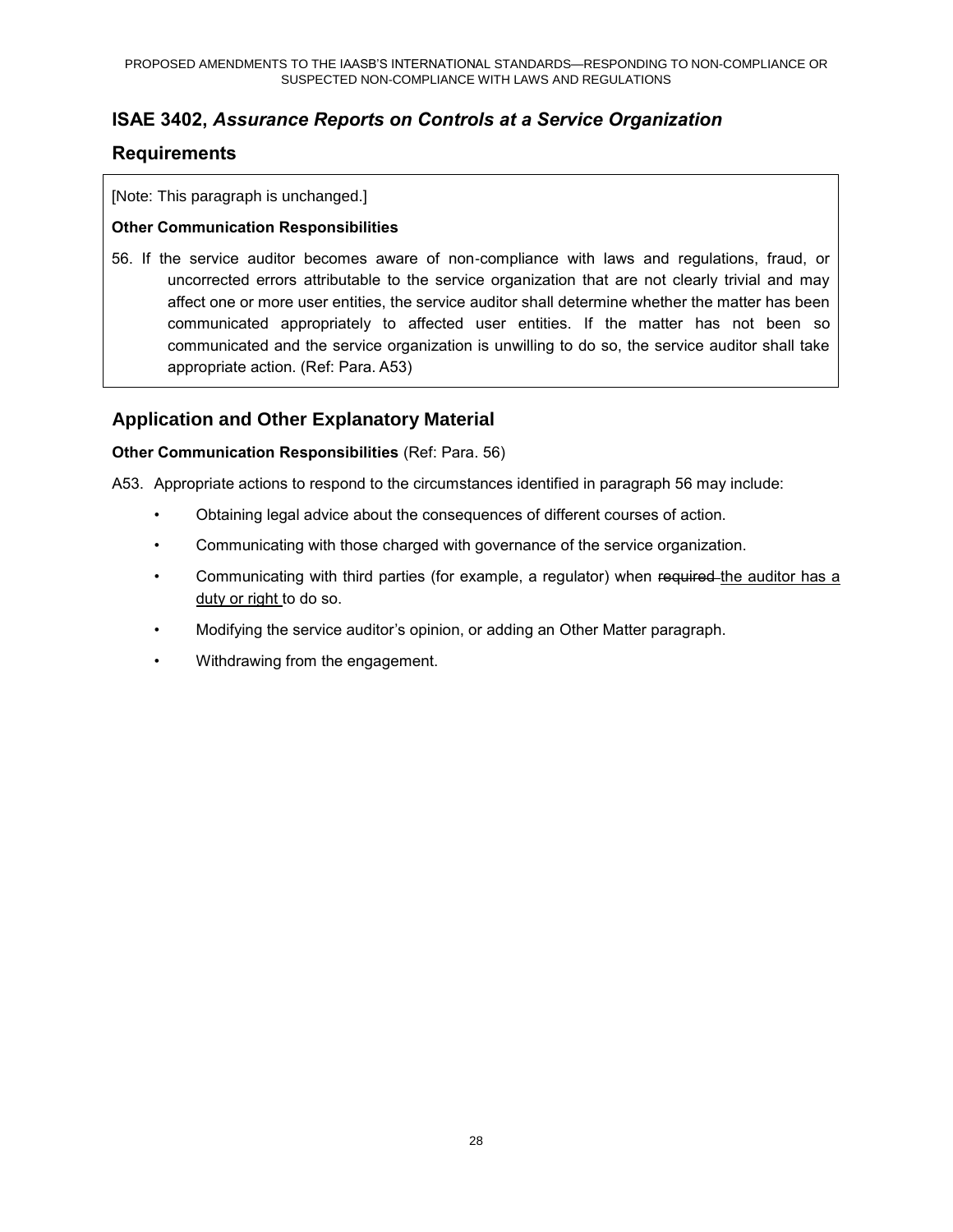## ISAE 3402, *Assurance Reports on Controls at a Service Organization*

## Requirements

[Note: This paragraph is unchanged.]

**Other Communication Responsibilities**

56. If the service auditor becomes aware of non-compliance with laws and regulations, fraud, or uncorrected errors attributable to the service organization that are not clearly trivial and may affect one or more user entities, the service auditor shall determine whether the matter has been communicated appropriately to affected user entities. If the matter has not been so communicated and the service organization is unwilling to do so, the service auditor shall take appropriate action. (Ref: Para. A53)

## Application and Other Explanatory Material

**Other Communication Responsibilities** (Ref: Para. 56)

A53. Appropriate actions to respond to the circumstances identified in paragraph 56 may include:

- Obtaining legal advice about the consequences of different courses of action.
- Communicating with those charged with governance of the service organization.
- Communicating with third parties (for example, a regulator) when ~~required~~ the auditor has a duty or right to do so.
- Modifying the service auditor's opinion, or adding an Other Matter paragraph.
- Withdrawing from the engagement.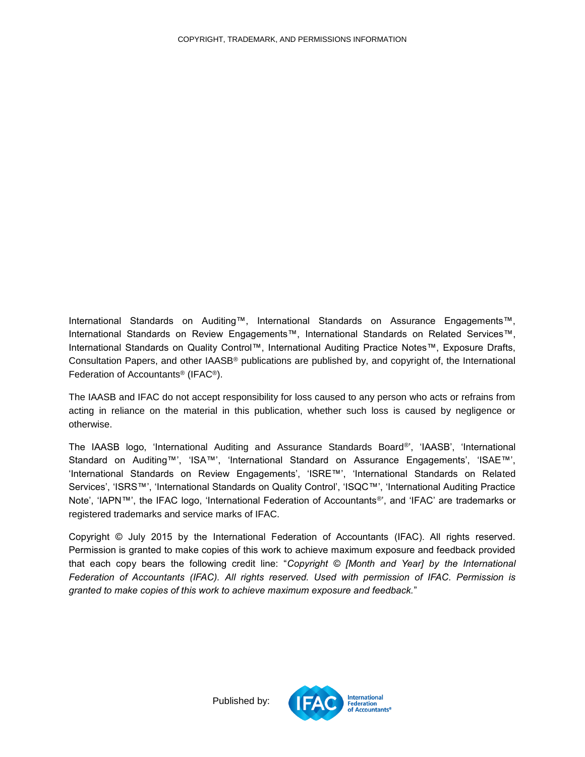COPYRIGHT, TRADEMARK, AND PERMISSIONS INFORMATION

International Standards on Auditing™, International Standards on Assurance Engagements™, International Standards on Review Engagements™, International Standards on Related Services™, International Standards on Quality Control™, International Auditing Practice Notes™, Exposure Drafts, Consultation Papers, and other IAASB® publications are published by, and copyright of, the International Federation of Accountants® (IFAC®).

The IAASB and IFAC do not accept responsibility for loss caused to any person who acts or refrains from acting in reliance on the material in this publication, whether such loss is caused by negligence or otherwise.

The IAASB logo, 'International Auditing and Assurance Standards Board®', 'IAASB', 'International Standard on Auditing™', 'ISA™', 'International Standard on Assurance Engagements', 'ISAE™', 'International Standards on Review Engagements', 'ISRE™', 'International Standards on Related Services', 'ISRS™', 'International Standards on Quality Control', 'ISQC™', 'International Auditing Practice Note', 'IAPN™', the IFAC logo, 'International Federation of Accountants®', and 'IFAC' are trademarks or registered trademarks and service marks of IFAC.

Copyright © July 2015 by the International Federation of Accountants (IFAC). All rights reserved. Permission is granted to make copies of this work to achieve maximum exposure and feedback provided that each copy bears the following credit line: "*Copyright © [Month and Year] by the International Federation of Accountants (IFAC). All rights reserved. Used with permission of IFAC. Permission is granted to make copies of this work to achieve maximum exposure and feedback.*"

Published by: IFAC International Federation of Accountants®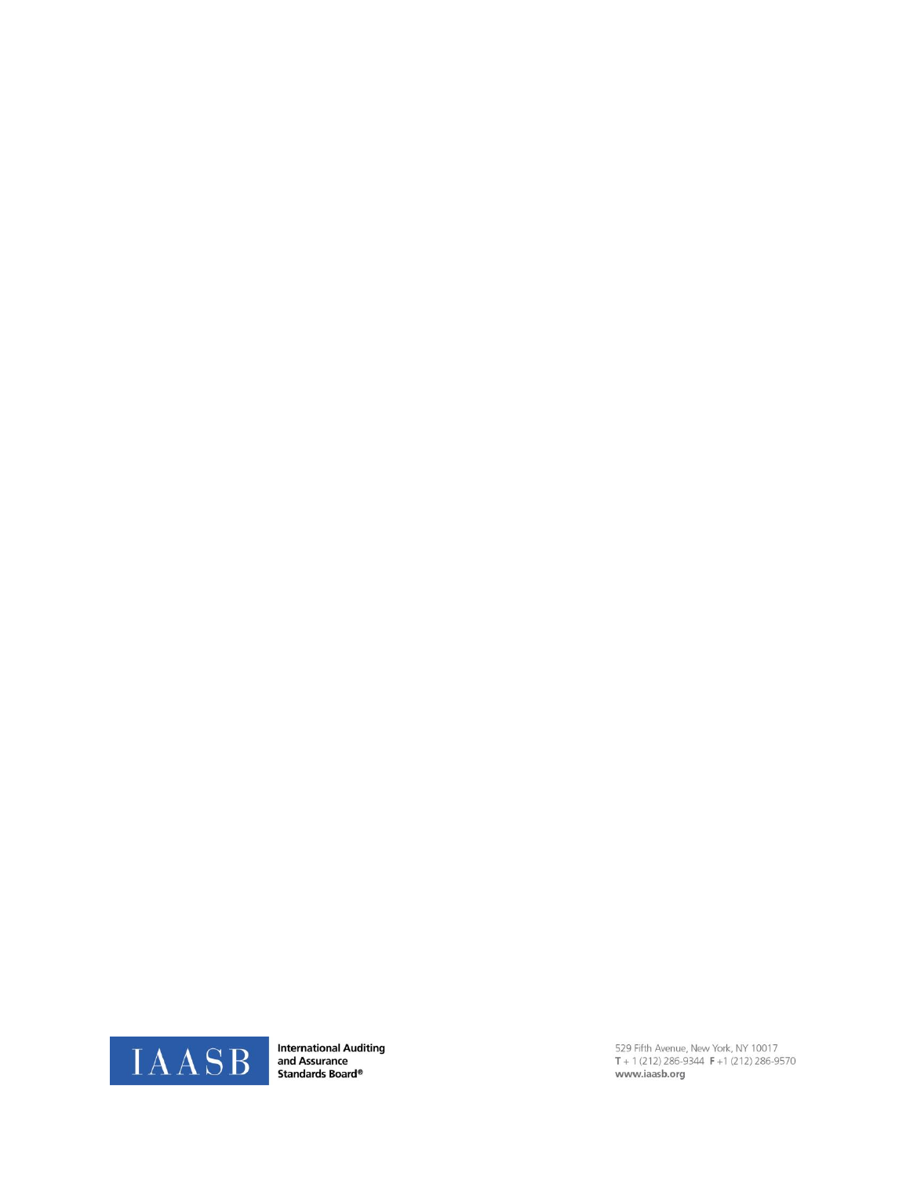IAASB

International Auditing
and Assurance
Standards Board®

529 Fifth Avenue, New York, NY 10017
**T** + 1 (212) 286-9344 **F** +1 (212) 286-9570
**www.iaasb.org**